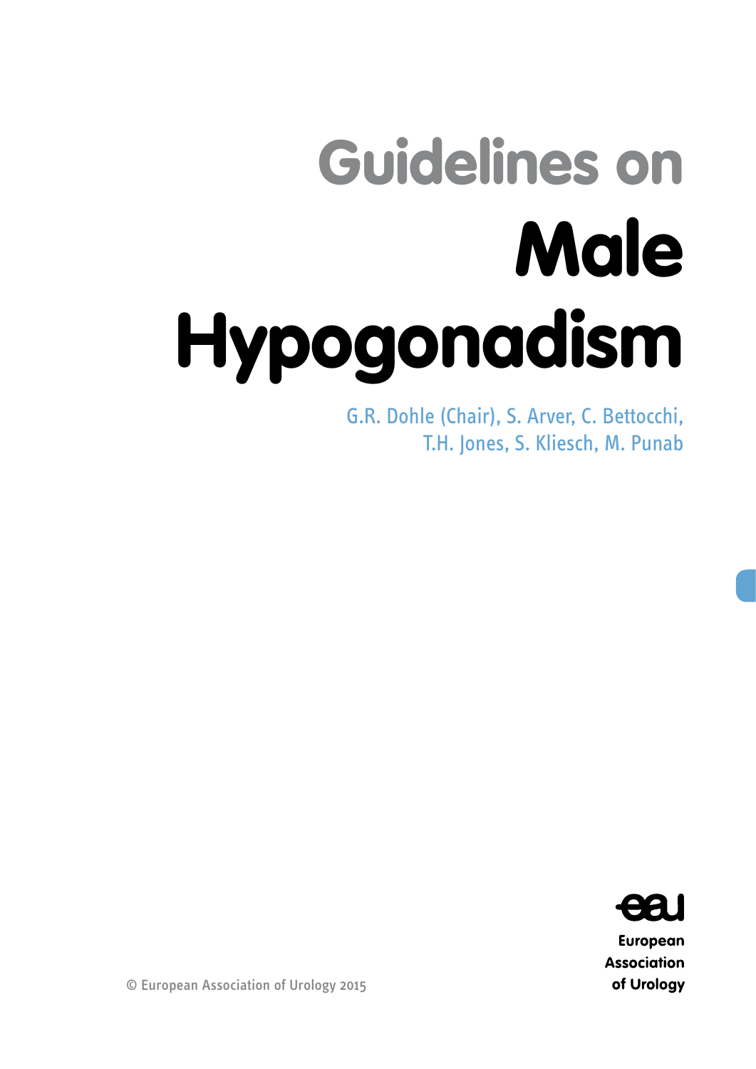# Guidelines on Male Hypogonadism

G.R. Dohle (Chair), S. Arver, C. Bettocchi, T.H. Jones, S. Kliesch, M. Punab

European Association of Urology

© European Association of Urology 2015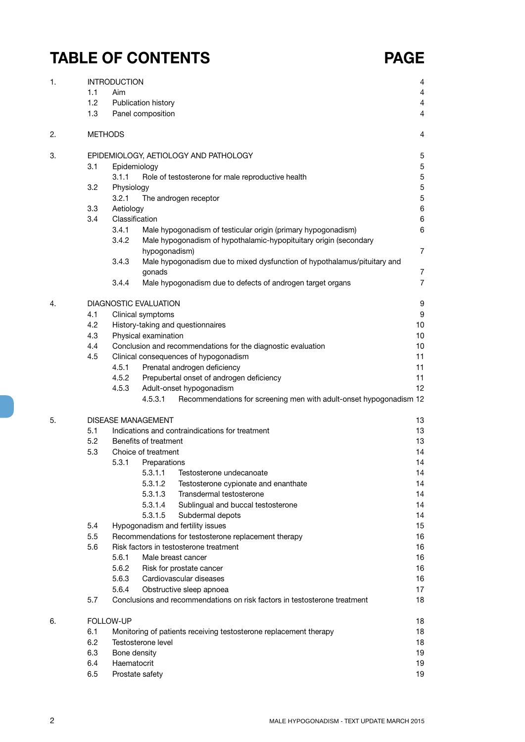# TABLE OF CONTENTS

| | | PAGE |
|---|---|---|
| 1. | INTRODUCTION | 4 |
| | 1.1 Aim | 4 |
| | 1.2 Publication history | 4 |
| | 1.3 Panel composition | 4 |
| 2. | METHODS | 4 |
| 3. | EPIDEMIOLOGY, AETIOLOGY AND PATHOLOGY | 5 |
| | 3.1 Epidemiology | 5 |
| | 3.1.1 Role of testosterone for male reproductive health | 5 |
| | 3.2 Physiology | 5 |
| | 3.2.1 The androgen receptor | 5 |
| | 3.3 Aetiology | 6 |
| | 3.4 Classification | 6 |
| | 3.4.1 Male hypogonadism of testicular origin (primary hypogonadism) | 6 |
| | 3.4.2 Male hypogonadism of hypothalamic-hypopituitary origin (secondary hypogonadism) | 7 |
| | 3.4.3 Male hypogonadism due to mixed dysfunction of hypothalamus/pituitary and gonads | 7 |
| | 3.4.4 Male hypogonadism due to defects of androgen target organs | 7 |
| 4. | DIAGNOSTIC EVALUATION | 9 |
| | 4.1 Clinical symptoms | 9 |
| | 4.2 History-taking and questionnaires | 10 |
| | 4.3 Physical examination | 10 |
| | 4.4 Conclusion and recommendations for the diagnostic evaluation | 10 |
| | 4.5 Clinical consequences of hypogonadism | 11 |
| | 4.5.1 Prenatal androgen deficiency | 11 |
| | 4.5.2 Prepubertal onset of androgen deficiency | 11 |
| | 4.5.3 Adult-onset hypogonadism | 12 |
| | 4.5.3.1 Recommendations for screening men with adult-onset hypogonadism | 12 |
| 5. | DISEASE MANAGEMENT | 13 |
| | 5.1 Indications and contraindications for treatment | 13 |
| | 5.2 Benefits of treatment | 13 |
| | 5.3 Choice of treatment | 14 |
| | 5.3.1 Preparations | 14 |
| | 5.3.1.1 Testosterone undecanoate | 14 |
| | 5.3.1.2 Testosterone cypionate and enanthate | 14 |
| | 5.3.1.3 Transdermal testosterone | 14 |
| | 5.3.1.4 Sublingual and buccal testosterone | 14 |
| | 5.3.1.5 Subdermal depots | 14 |
| | 5.4 Hypogonadism and fertility issues | 15 |
| | 5.5 Recommendations for testosterone replacement therapy | 16 |
| | 5.6 Risk factors in testosterone treatment | 16 |
| | 5.6.1 Male breast cancer | 16 |
| | 5.6.2 Risk for prostate cancer | 16 |
| | 5.6.3 Cardiovascular diseases | 16 |
| | 5.6.4 Obstructive sleep apnoea | 17 |
| | 5.7 Conclusions and recommendations on risk factors in testosterone treatment | 18 |
| 6. | FOLLOW-UP | 18 |
| | 6.1 Monitoring of patients receiving testosterone replacement therapy | 18 |
| | 6.2 Testosterone level | 18 |
| | 6.3 Bone density | 19 |
| | 6.4 Haematocrit | 19 |
| | 6.5 Prostate safety | 19 |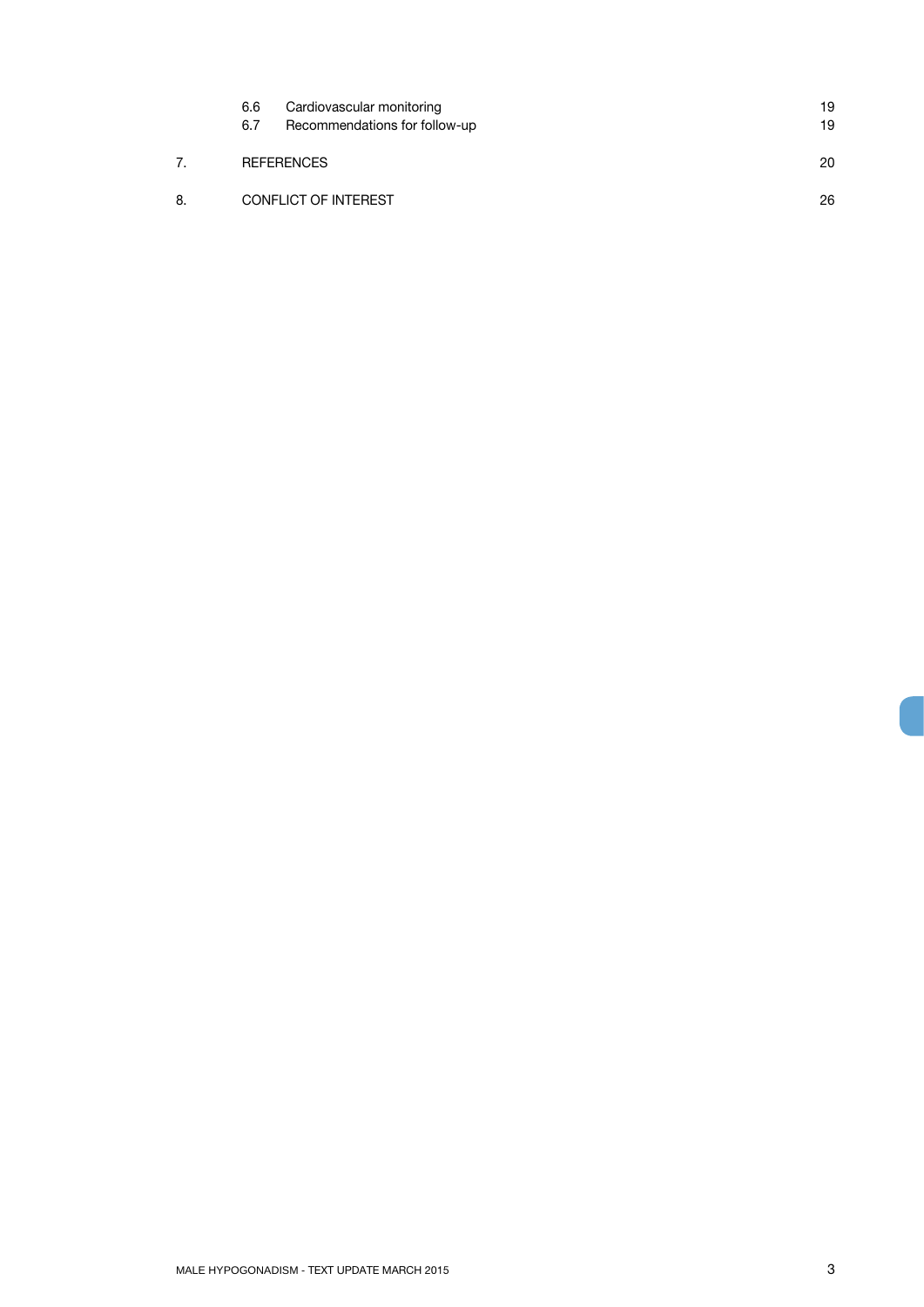| | | |
|---|---|---|
| 6.6 | Cardiovascular monitoring | 19 |
| 6.7 | Recommendations for follow-up | 19 |
| 7. | REFERENCES | 20 |
| 8. | CONFLICT OF INTEREST | 26 |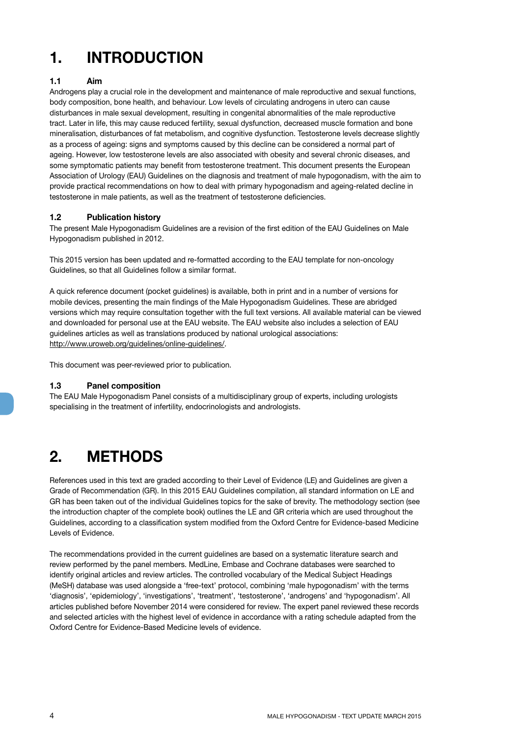# 1. INTRODUCTION

## 1.1 Aim

Androgens play a crucial role in the development and maintenance of male reproductive and sexual functions, body composition, bone health, and behaviour. Low levels of circulating androgens in utero can cause disturbances in male sexual development, resulting in congenital abnormalities of the male reproductive tract. Later in life, this may cause reduced fertility, sexual dysfunction, decreased muscle formation and bone mineralisation, disturbances of fat metabolism, and cognitive dysfunction. Testosterone levels decrease slightly as a process of ageing: signs and symptoms caused by this decline can be considered a normal part of ageing. However, low testosterone levels are also associated with obesity and several chronic diseases, and some symptomatic patients may benefit from testosterone treatment. This document presents the European Association of Urology (EAU) Guidelines on the diagnosis and treatment of male hypogonadism, with the aim to provide practical recommendations on how to deal with primary hypogonadism and ageing-related decline in testosterone in male patients, as well as the treatment of testosterone deficiencies.

## 1.2 Publication history

The present Male Hypogonadism Guidelines are a revision of the first edition of the EAU Guidelines on Male Hypogonadism published in 2012.

This 2015 version has been updated and re-formatted according to the EAU template for non-oncology Guidelines, so that all Guidelines follow a similar format.

A quick reference document (pocket guidelines) is available, both in print and in a number of versions for mobile devices, presenting the main findings of the Male Hypogonadism Guidelines. These are abridged versions which may require consultation together with the full text versions. All available material can be viewed and downloaded for personal use at the EAU website. The EAU website also includes a selection of EAU guidelines articles as well as translations produced by national urological associations: http://www.uroweb.org/guidelines/online-guidelines/.

This document was peer-reviewed prior to publication.

## 1.3 Panel composition

The EAU Male Hypogonadism Panel consists of a multidisciplinary group of experts, including urologists specialising in the treatment of infertility, endocrinologists and andrologists.

# 2. METHODS

References used in this text are graded according to their Level of Evidence (LE) and Guidelines are given a Grade of Recommendation (GR). In this 2015 EAU Guidelines compilation, all standard information on LE and GR has been taken out of the individual Guidelines topics for the sake of brevity. The methodology section (see the introduction chapter of the complete book) outlines the LE and GR criteria which are used throughout the Guidelines, according to a classification system modified from the Oxford Centre for Evidence-based Medicine Levels of Evidence.

The recommendations provided in the current guidelines are based on a systematic literature search and review performed by the panel members. MedLine, Embase and Cochrane databases were searched to identify original articles and review articles. The controlled vocabulary of the Medical Subject Headings (MeSH) database was used alongside a 'free-text' protocol, combining 'male hypogonadism' with the terms 'diagnosis', 'epidemiology', 'investigations', 'treatment', 'testosterone', 'androgens' and 'hypogonadism'. All articles published before November 2014 were considered for review. The expert panel reviewed these records and selected articles with the highest level of evidence in accordance with a rating schedule adapted from the Oxford Centre for Evidence-Based Medicine levels of evidence.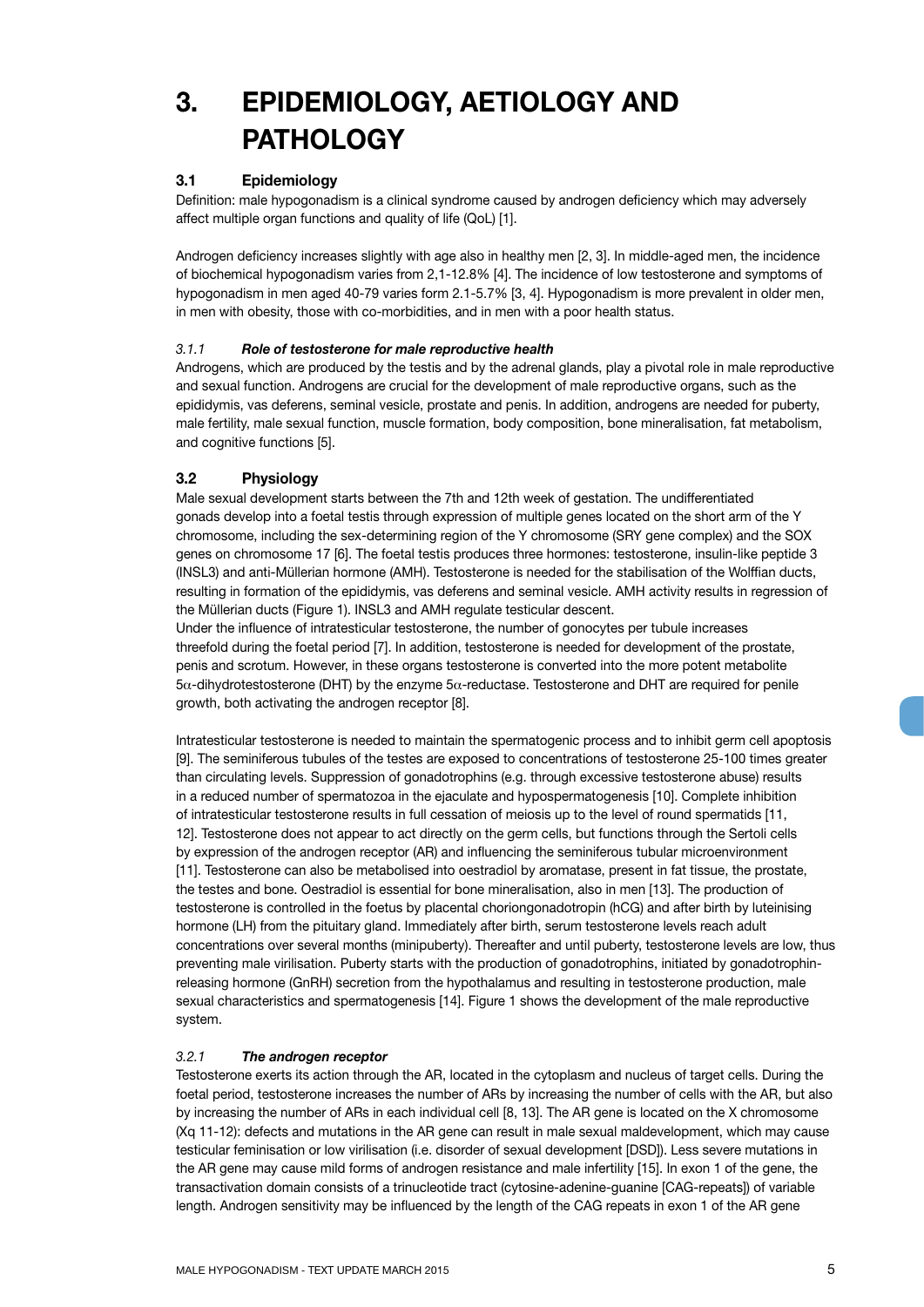# 3. EPIDEMIOLOGY, AETIOLOGY AND PATHOLOGY

## 3.1 Epidemiology

Definition: male hypogonadism is a clinical syndrome caused by androgen deficiency which may adversely affect multiple organ functions and quality of life (QoL) [1].

Androgen deficiency increases slightly with age also in healthy men [2, 3]. In middle-aged men, the incidence of biochemical hypogonadism varies from 2,1-12.8% [4]. The incidence of low testosterone and symptoms of hypogonadism in men aged 40-79 varies form 2.1-5.7% [3, 4]. Hypogonadism is more prevalent in older men, in men with obesity, those with co-morbidities, and in men with a poor health status.

### *3.1.1 Role of testosterone for male reproductive health*

Androgens, which are produced by the testis and by the adrenal glands, play a pivotal role in male reproductive and sexual function. Androgens are crucial for the development of male reproductive organs, such as the epididymis, vas deferens, seminal vesicle, prostate and penis. In addition, androgens are needed for puberty, male fertility, male sexual function, muscle formation, body composition, bone mineralisation, fat metabolism, and cognitive functions [5].

## 3.2 Physiology

Male sexual development starts between the 7th and 12th week of gestation. The undifferentiated gonads develop into a foetal testis through expression of multiple genes located on the short arm of the Y chromosome, including the sex-determining region of the Y chromosome (SRY gene complex) and the SOX genes on chromosome 17 [6]. The foetal testis produces three hormones: testosterone, insulin-like peptide 3 (INSL3) and anti-Müllerian hormone (AMH). Testosterone is needed for the stabilisation of the Wolffian ducts, resulting in formation of the epididymis, vas deferens and seminal vesicle. AMH activity results in regression of the Müllerian ducts (Figure 1). INSL3 and AMH regulate testicular descent.

Under the influence of intratesticular testosterone, the number of gonocytes per tubule increases threefold during the foetal period [7]. In addition, testosterone is needed for development of the prostate, penis and scrotum. However, in these organs testosterone is converted into the more potent metabolite 5$\alpha$-dihydrotestosterone (DHT) by the enzyme 5$\alpha$-reductase. Testosterone and DHT are required for penile growth, both activating the androgen receptor [8].

Intratesticular testosterone is needed to maintain the spermatogenic process and to inhibit germ cell apoptosis [9]. The seminiferous tubules of the testes are exposed to concentrations of testosterone 25-100 times greater than circulating levels. Suppression of gonadotrophins (e.g. through excessive testosterone abuse) results in a reduced number of spermatozoa in the ejaculate and hypospermatogenesis [10]. Complete inhibition of intratesticular testosterone results in full cessation of meiosis up to the level of round spermatids [11, 12]. Testosterone does not appear to act directly on the germ cells, but functions through the Sertoli cells by expression of the androgen receptor (AR) and influencing the seminiferous tubular microenvironment [11]. Testosterone can also be metabolised into oestradiol by aromatase, present in fat tissue, the prostate, the testes and bone. Oestradiol is essential for bone mineralisation, also in men [13]. The production of testosterone is controlled in the foetus by placental choriongonadotropin (hCG) and after birth by luteinising hormone (LH) from the pituitary gland. Immediately after birth, serum testosterone levels reach adult concentrations over several months (minipuberty). Thereafter and until puberty, testosterone levels are low, thus preventing male virilisation. Puberty starts with the production of gonadotrophins, initiated by gonadotrophin-releasing hormone (GnRH) secretion from the hypothalamus and resulting in testosterone production, male sexual characteristics and spermatogenesis [14]. Figure 1 shows the development of the male reproductive system.

### *3.2.1 The androgen receptor*

Testosterone exerts its action through the AR, located in the cytoplasm and nucleus of target cells. During the foetal period, testosterone increases the number of ARs by increasing the number of cells with the AR, but also by increasing the number of ARs in each individual cell [8, 13]. The AR gene is located on the X chromosome (Xq 11-12): defects and mutations in the AR gene can result in male sexual maldevelopment, which may cause testicular feminisation or low virilisation (i.e. disorder of sexual development [DSD]). Less severe mutations in the AR gene may cause mild forms of androgen resistance and male infertility [15]. In exon 1 of the gene, the transactivation domain consists of a trinucleotide tract (cytosine-adenine-guanine [CAG-repeats]) of variable length. Androgen sensitivity may be influenced by the length of the CAG repeats in exon 1 of the AR gene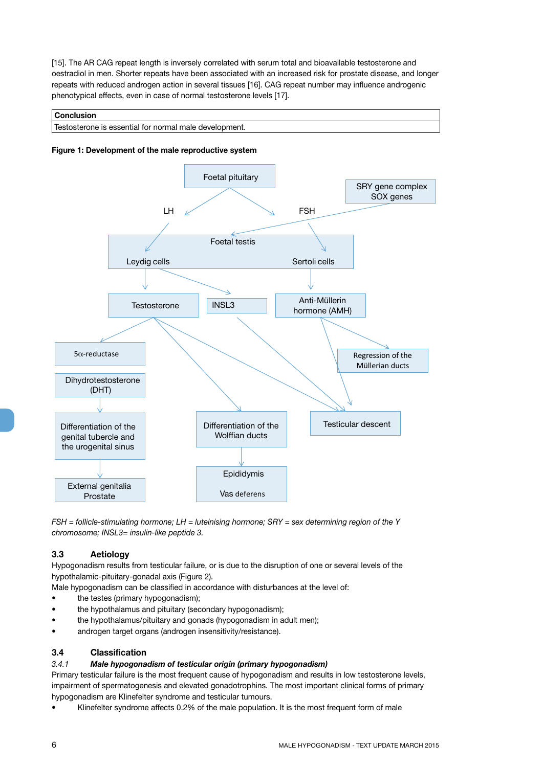[15]. The AR CAG repeat length is inversely correlated with serum total and bioavailable testosterone and oestradiol in men. Shorter repeats have been associated with an increased risk for prostate disease, and longer repeats with reduced androgen action in several tissues [16]. CAG repeat number may influence androgenic phenotypical effects, even in case of normal testosterone levels [17].

| Conclusion |
|---|
| Testosterone is essential for normal male development. |

**Figure 1: Development of the male reproductive system**

*FSH = follicle-stimulating hormone; LH = luteinising hormone; SRY = sex determining region of the Y chromosome; INSL3= insulin-like peptide 3.*

## 3.3 Aetiology

Hypogonadism results from testicular failure, or is due to the disruption of one or several levels of the hypothalamic-pituitary-gonadal axis (Figure 2).

Male hypogonadism can be classified in accordance with disturbances at the level of:

- the testes (primary hypogonadism);
- the hypothalamus and pituitary (secondary hypogonadism);
- the hypothalamus/pituitary and gonads (hypogonadism in adult men);
- androgen target organs (androgen insensitivity/resistance).

## 3.4 Classification

### *3.4.1 Male hypogonadism of testicular origin (primary hypogonadism)*

Primary testicular failure is the most frequent cause of hypogonadism and results in low testosterone levels, impairment of spermatogenesis and elevated gonadotrophins. The most important clinical forms of primary hypogonadism are Klinefelter syndrome and testicular tumours.

- Klinefelter syndrome affects 0.2% of the male population. It is the most frequent form of male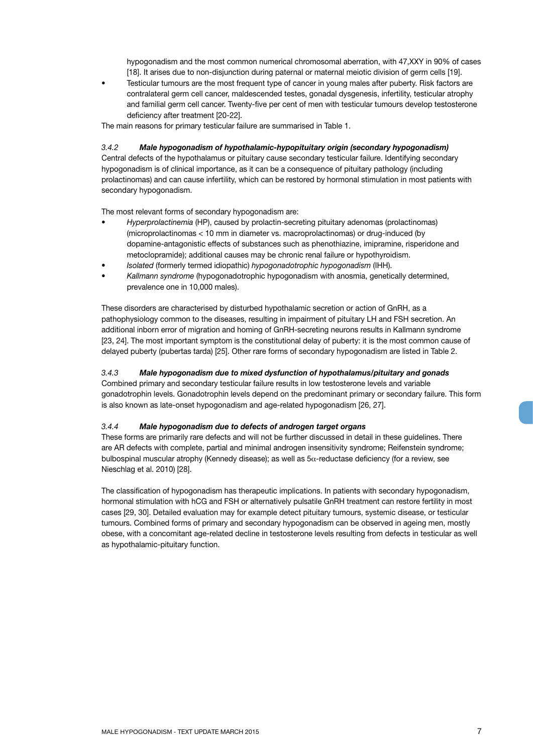hypogonadism and the most common numerical chromosomal aberration, with 47,XXY in 90% of cases [18]. It arises due to non-disjunction during paternal or maternal meiotic division of germ cells [19].

- Testicular tumours are the most frequent type of cancer in young males after puberty. Risk factors are contralateral germ cell cancer, maldescended testes, gonadal dysgenesis, infertility, testicular atrophy and familial germ cell cancer. Twenty-five per cent of men with testicular tumours develop testosterone deficiency after treatment [20-22].

The main reasons for primary testicular failure are summarised in Table 1.

### *3.4.2 Male hypogonadism of hypothalamic-hypopituitary origin (secondary hypogonadism)*

Central defects of the hypothalamus or pituitary cause secondary testicular failure. Identifying secondary hypogonadism is of clinical importance, as it can be a consequence of pituitary pathology (including prolactinomas) and can cause infertility, which can be restored by hormonal stimulation in most patients with secondary hypogonadism.

The most relevant forms of secondary hypogonadism are:

- *Hyperprolactinemia* (HP), caused by prolactin-secreting pituitary adenomas (prolactinomas) (microprolactinomas < 10 mm in diameter vs. macroprolactinomas) or drug-induced (by dopamine-antagonistic effects of substances such as phenothiazine, imipramine, risperidone and metoclopramide); additional causes may be chronic renal failure or hypothyroidism.
- *Isolated* (formerly termed idiopathic) *hypogonadotrophic hypogonadism* (IHH).
- *Kallmann syndrome* (hypogonadotrophic hypogonadism with anosmia, genetically determined, prevalence one in 10,000 males).

These disorders are characterised by disturbed hypothalamic secretion or action of GnRH, as a pathophysiology common to the diseases, resulting in impairment of pituitary LH and FSH secretion. An additional inborn error of migration and homing of GnRH-secreting neurons results in Kallmann syndrome [23, 24]. The most important symptom is the constitutional delay of puberty: it is the most common cause of delayed puberty (pubertas tarda) [25]. Other rare forms of secondary hypogonadism are listed in Table 2.

### *3.4.3 Male hypogonadism due to mixed dysfunction of hypothalamus/pituitary and gonads*

Combined primary and secondary testicular failure results in low testosterone levels and variable gonadotrophin levels. Gonadotrophin levels depend on the predominant primary or secondary failure. This form is also known as late-onset hypogonadism and age-related hypogonadism [26, 27].

### *3.4.4 Male hypogonadism due to defects of androgen target organs*

These forms are primarily rare defects and will not be further discussed in detail in these guidelines. There are AR defects with complete, partial and minimal androgen insensitivity syndrome; Reifenstein syndrome; bulbospinal muscular atrophy (Kennedy disease); as well as 5$\alpha$-reductase deficiency (for a review, see Nieschlag et al. 2010) [28].

The classification of hypogonadism has therapeutic implications. In patients with secondary hypogonadism, hormonal stimulation with hCG and FSH or alternatively pulsatile GnRH treatment can restore fertility in most cases [29, 30]. Detailed evaluation may for example detect pituitary tumours, systemic disease, or testicular tumours. Combined forms of primary and secondary hypogonadism can be observed in ageing men, mostly obese, with a concomitant age-related decline in testosterone levels resulting from defects in testicular as well as hypothalamic-pituitary function.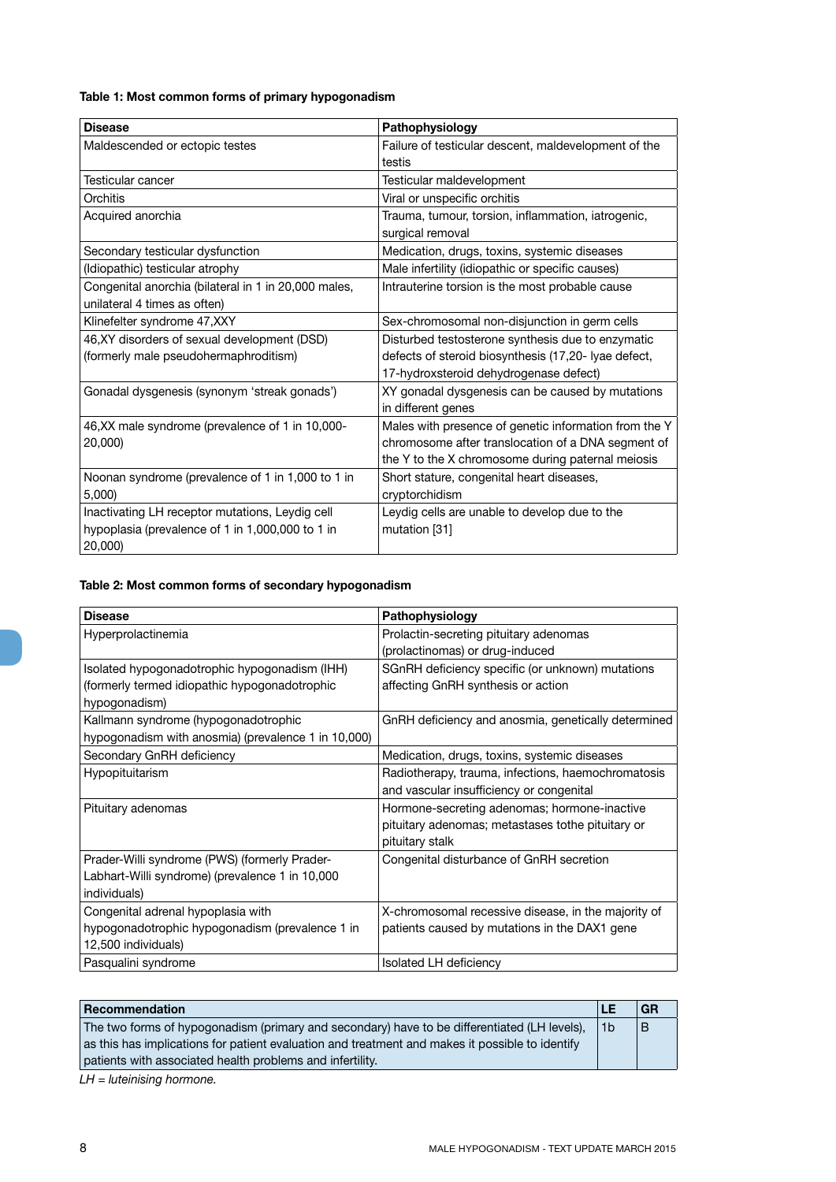**Table 1: Most common forms of primary hypogonadism**

| Disease | Pathophysiology |
|---|---|
| Maldescended or ectopic testes | Failure of testicular descent, maldevelopment of the testis |
| Testicular cancer | Testicular maldevelopment |
| Orchitis | Viral or unspecific orchitis |
| Acquired anorchia | Trauma, tumour, torsion, inflammation, iatrogenic, surgical removal |
| Secondary testicular dysfunction | Medication, drugs, toxins, systemic diseases |
| (Idiopathic) testicular atrophy | Male infertility (idiopathic or specific causes) |
| Congenital anorchia (bilateral in 1 in 20,000 males, unilateral 4 times as often) | Intrauterine torsion is the most probable cause |
| Klinefelter syndrome 47,XXY | Sex-chromosomal non-disjunction in germ cells |
| 46,XY disorders of sexual development (DSD) (formerly male pseudohermaphroditism) | Disturbed testosterone synthesis due to enzymatic defects of steroid biosynthesis (17,20- lyae defect, 17-hydroxsteroid dehydrogenase defect) |
| Gonadal dysgenesis (synonym 'streak gonads') | XY gonadal dysgenesis can be caused by mutations in different genes |
| 46,XX male syndrome (prevalence of 1 in 10,000-20,000) | Males with presence of genetic information from the Y chromosome after translocation of a DNA segment of the Y to the X chromosome during paternal meiosis |
| Noonan syndrome (prevalence of 1 in 1,000 to 1 in 5,000) | Short stature, congenital heart diseases, cryptorchidism |
| Inactivating LH receptor mutations, Leydig cell hypoplasia (prevalence of 1 in 1,000,000 to 1 in 20,000) | Leydig cells are unable to develop due to the mutation [31] |

**Table 2: Most common forms of secondary hypogonadism**

| Disease | Pathophysiology |
|---|---|
| Hyperprolactinemia | Prolactin-secreting pituitary adenomas (prolactinomas) or drug-induced |
| Isolated hypogonadotrophic hypogonadism (IHH) (formerly termed idiopathic hypogonadotrophic hypogonadism) | SGnRH deficiency specific (or unknown) mutations affecting GnRH synthesis or action |
| Kallmann syndrome (hypogonadotrophic hypogonadism with anosmia) (prevalence 1 in 10,000) | GnRH deficiency and anosmia, genetically determined |
| Secondary GnRH deficiency | Medication, drugs, toxins, systemic diseases |
| Hypopituitarism | Radiotherapy, trauma, infections, haemochromatosis and vascular insufficiency or congenital |
| Pituitary adenomas | Hormone-secreting adenomas; hormone-inactive pituitary adenomas; metastases tothe pituitary or pituitary stalk |
| Prader-Willi syndrome (PWS) (formerly Prader-Labhart-Willi syndrome) (prevalence 1 in 10,000 individuals) | Congenital disturbance of GnRH secretion |
| Congenital adrenal hypoplasia with hypogonadotrophic hypogonadism (prevalence 1 in 12,500 individuals) | X-chromosomal recessive disease, in the majority of patients caused by mutations in the DAX1 gene |
| Pasqualini syndrome | Isolated LH deficiency |

| Recommendation | LE | GR |
|---|---|---|
| The two forms of hypogonadism (primary and secondary) have to be differentiated (LH levels), as this has implications for patient evaluation and treatment and makes it possible to identify patients with associated health problems and infertility. | 1b | B |

*LH = luteinising hormone.*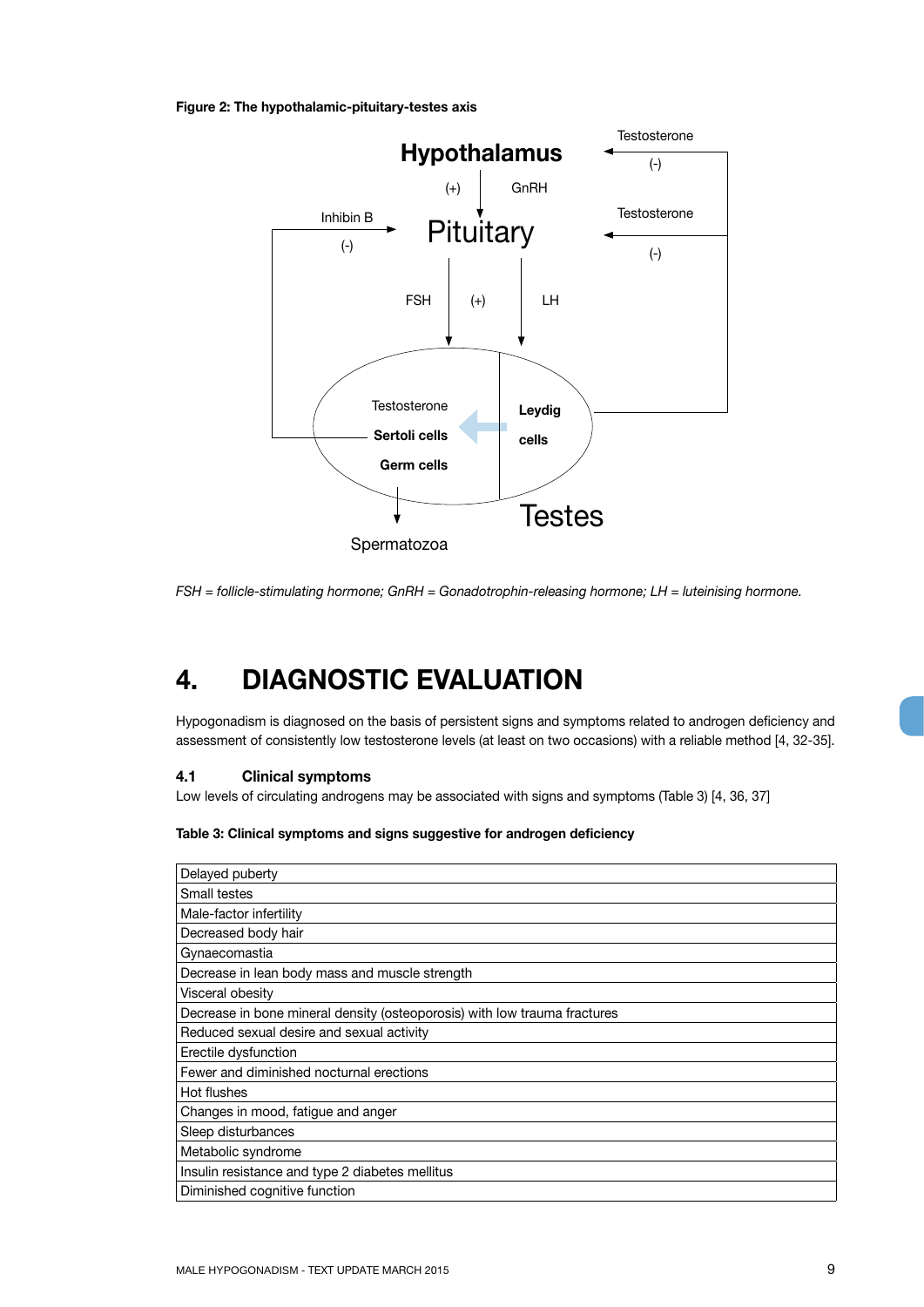**Figure 2: The hypothalamic-pituitary-testes axis**

*FSH = follicle-stimulating hormone; GnRH = Gonadotrophin-releasing hormone; LH = luteinising hormone.*

# 4. DIAGNOSTIC EVALUATION

Hypogonadism is diagnosed on the basis of persistent signs and symptoms related to androgen deficiency and assessment of consistently low testosterone levels (at least on two occasions) with a reliable method [4, 32-35].

## 4.1 Clinical symptoms

Low levels of circulating androgens may be associated with signs and symptoms (Table 3) [4, 36, 37]

**Table 3: Clinical symptoms and signs suggestive for androgen deficiency**

| |
|---|
| Delayed puberty |
| Small testes |
| Male-factor infertility |
| Decreased body hair |
| Gynaecomastia |
| Decrease in lean body mass and muscle strength |
| Visceral obesity |
| Decrease in bone mineral density (osteoporosis) with low trauma fractures |
| Reduced sexual desire and sexual activity |
| Erectile dysfunction |
| Fewer and diminished nocturnal erections |
| Hot flushes |
| Changes in mood, fatigue and anger |
| Sleep disturbances |
| Metabolic syndrome |
| Insulin resistance and type 2 diabetes mellitus |
| Diminished cognitive function |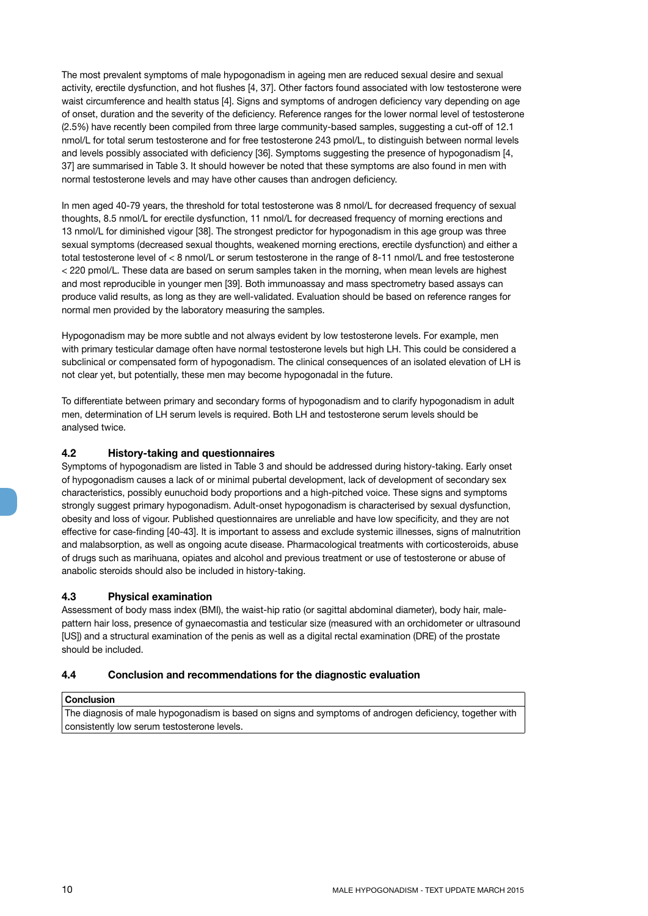The most prevalent symptoms of male hypogonadism in ageing men are reduced sexual desire and sexual activity, erectile dysfunction, and hot flushes [4, 37]. Other factors found associated with low testosterone were waist circumference and health status [4]. Signs and symptoms of androgen deficiency vary depending on age of onset, duration and the severity of the deficiency. Reference ranges for the lower normal level of testosterone (2.5%) have recently been compiled from three large community-based samples, suggesting a cut-off of 12.1 nmol/L for total serum testosterone and for free testosterone 243 pmol/L, to distinguish between normal levels and levels possibly associated with deficiency [36]. Symptoms suggesting the presence of hypogonadism [4, 37] are summarised in Table 3. It should however be noted that these symptoms are also found in men with normal testosterone levels and may have other causes than androgen deficiency.

In men aged 40-79 years, the threshold for total testosterone was 8 nmol/L for decreased frequency of sexual thoughts, 8.5 nmol/L for erectile dysfunction, 11 nmol/L for decreased frequency of morning erections and 13 nmol/L for diminished vigour [38]. The strongest predictor for hypogonadism in this age group was three sexual symptoms (decreased sexual thoughts, weakened morning erections, erectile dysfunction) and either a total testosterone level of < 8 nmol/L or serum testosterone in the range of 8-11 nmol/L and free testosterone < 220 pmol/L. These data are based on serum samples taken in the morning, when mean levels are highest and most reproducible in younger men [39]. Both immunoassay and mass spectrometry based assays can produce valid results, as long as they are well-validated. Evaluation should be based on reference ranges for normal men provided by the laboratory measuring the samples.

Hypogonadism may be more subtle and not always evident by low testosterone levels. For example, men with primary testicular damage often have normal testosterone levels but high LH. This could be considered a subclinical or compensated form of hypogonadism. The clinical consequences of an isolated elevation of LH is not clear yet, but potentially, these men may become hypogonadal in the future.

To differentiate between primary and secondary forms of hypogonadism and to clarify hypogonadism in adult men, determination of LH serum levels is required. Both LH and testosterone serum levels should be analysed twice.

### 4.2 History-taking and questionnaires

Symptoms of hypogonadism are listed in Table 3 and should be addressed during history-taking. Early onset of hypogonadism causes a lack of or minimal pubertal development, lack of development of secondary sex characteristics, possibly eunuchoid body proportions and a high-pitched voice. These signs and symptoms strongly suggest primary hypogonadism. Adult-onset hypogonadism is characterised by sexual dysfunction, obesity and loss of vigour. Published questionnaires are unreliable and have low specificity, and they are not effective for case-finding [40-43]. It is important to assess and exclude systemic illnesses, signs of malnutrition and malabsorption, as well as ongoing acute disease. Pharmacological treatments with corticosteroids, abuse of drugs such as marihuana, opiates and alcohol and previous treatment or use of testosterone or abuse of anabolic steroids should also be included in history-taking.

### 4.3 Physical examination

Assessment of body mass index (BMI), the waist-hip ratio (or sagittal abdominal diameter), body hair, male-pattern hair loss, presence of gynaecomastia and testicular size (measured with an orchidometer or ultrasound [US]) and a structural examination of the penis as well as a digital rectal examination (DRE) of the prostate should be included.

### 4.4 Conclusion and recommendations for the diagnostic evaluation

| Conclusion |
|---|
| The diagnosis of male hypogonadism is based on signs and symptoms of androgen deficiency, together with consistently low serum testosterone levels. |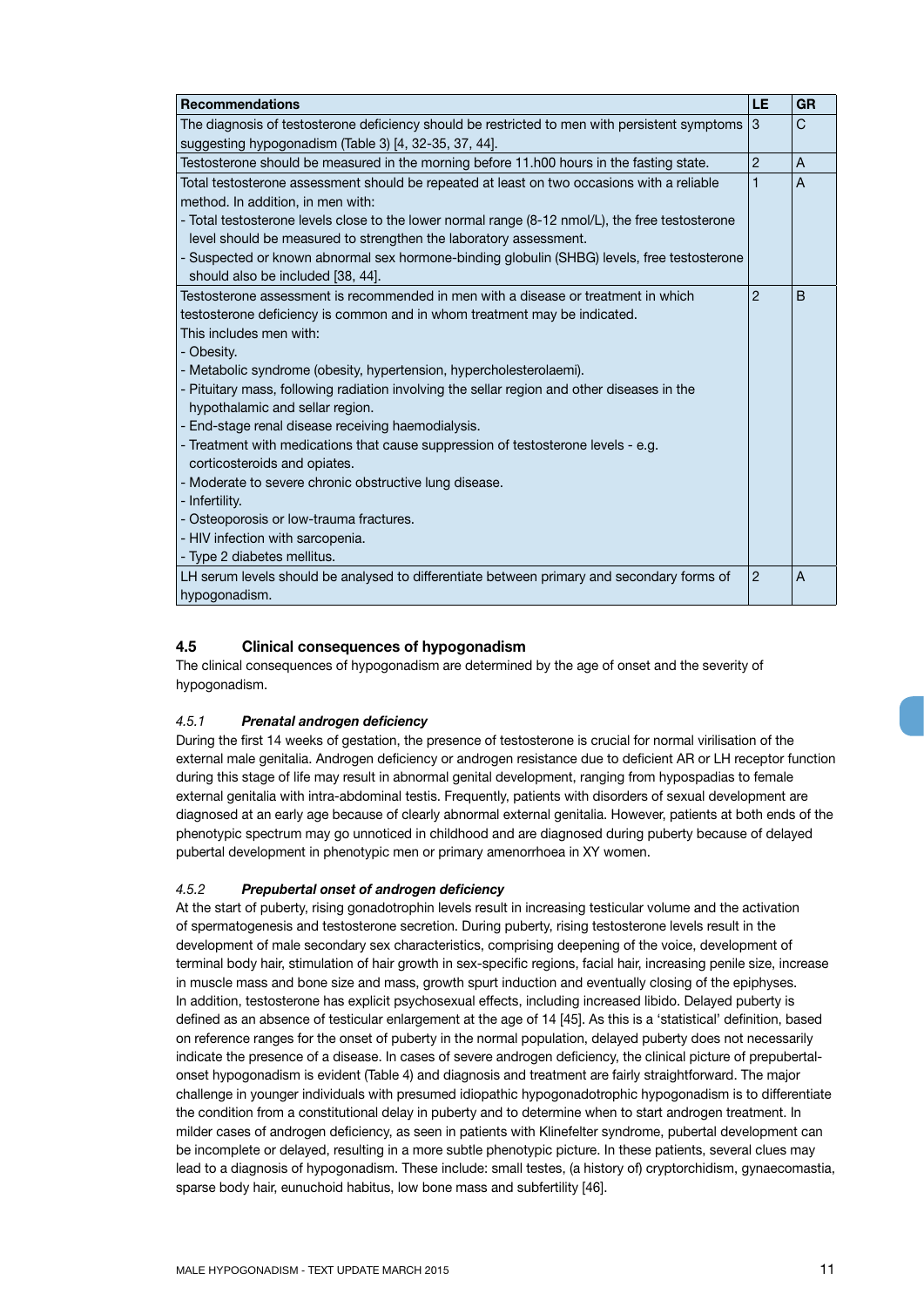| Recommendations | LE | GR |
|---|---|---|
| The diagnosis of testosterone deficiency should be restricted to men with persistent symptoms suggesting hypogonadism (Table 3) [4, 32-35, 37, 44]. | 3 | C |
| Testosterone should be measured in the morning before 11.h00 hours in the fasting state. | 2 | A |
| Total testosterone assessment should be repeated at least on two occasions with a reliable method. In addition, in men with:<br>- Total testosterone levels close to the lower normal range (8-12 nmol/L), the free testosterone level should be measured to strengthen the laboratory assessment.<br>- Suspected or known abnormal sex hormone-binding globulin (SHBG) levels, free testosterone should also be included [38, 44]. | 1 | A |
| Testosterone assessment is recommended in men with a disease or treatment in which testosterone deficiency is common and in whom treatment may be indicated.<br>This includes men with:<br>- Obesity.<br>- Metabolic syndrome (obesity, hypertension, hypercholesterolaemi).<br>- Pituitary mass, following radiation involving the sellar region and other diseases in the hypothalamic and sellar region.<br>- End-stage renal disease receiving haemodialysis.<br>- Treatment with medications that cause suppression of testosterone levels - e.g. corticosteroids and opiates.<br>- Moderate to severe chronic obstructive lung disease.<br>- Infertility.<br>- Osteoporosis or low-trauma fractures.<br>- HIV infection with sarcopenia.<br>- Type 2 diabetes mellitus. | 2 | B |
| LH serum levels should be analysed to differentiate between primary and secondary forms of hypogonadism. | 2 | A |

## 4.5 Clinical consequences of hypogonadism

The clinical consequences of hypogonadism are determined by the age of onset and the severity of hypogonadism.

### 4.5.1 *Prenatal androgen deficiency*

During the first 14 weeks of gestation, the presence of testosterone is crucial for normal virilisation of the external male genitalia. Androgen deficiency or androgen resistance due to deficient AR or LH receptor function during this stage of life may result in abnormal genital development, ranging from hypospadias to female external genitalia with intra-abdominal testis. Frequently, patients with disorders of sexual development are diagnosed at an early age because of clearly abnormal external genitalia. However, patients at both ends of the phenotypic spectrum may go unnoticed in childhood and are diagnosed during puberty because of delayed pubertal development in phenotypic men or primary amenorrhoea in XY women.

### 4.5.2 *Prepubertal onset of androgen deficiency*

At the start of puberty, rising gonadotrophin levels result in increasing testicular volume and the activation of spermatogenesis and testosterone secretion. During puberty, rising testosterone levels result in the development of male secondary sex characteristics, comprising deepening of the voice, development of terminal body hair, stimulation of hair growth in sex-specific regions, facial hair, increasing penile size, increase in muscle mass and bone size and mass, growth spurt induction and eventually closing of the epiphyses. In addition, testosterone has explicit psychosexual effects, including increased libido. Delayed puberty is defined as an absence of testicular enlargement at the age of 14 [45]. As this is a 'statistical' definition, based on reference ranges for the onset of puberty in the normal population, delayed puberty does not necessarily indicate the presence of a disease. In cases of severe androgen deficiency, the clinical picture of prepubertal-onset hypogonadism is evident (Table 4) and diagnosis and treatment are fairly straightforward. The major challenge in younger individuals with presumed idiopathic hypogonadotrophic hypogonadism is to differentiate the condition from a constitutional delay in puberty and to determine when to start androgen treatment. In milder cases of androgen deficiency, as seen in patients with Klinefelter syndrome, pubertal development can be incomplete or delayed, resulting in a more subtle phenotypic picture. In these patients, several clues may lead to a diagnosis of hypogonadism. These include: small testes, (a history of) cryptorchidism, gynaecomastia, sparse body hair, eunuchoid habitus, low bone mass and subfertility [46].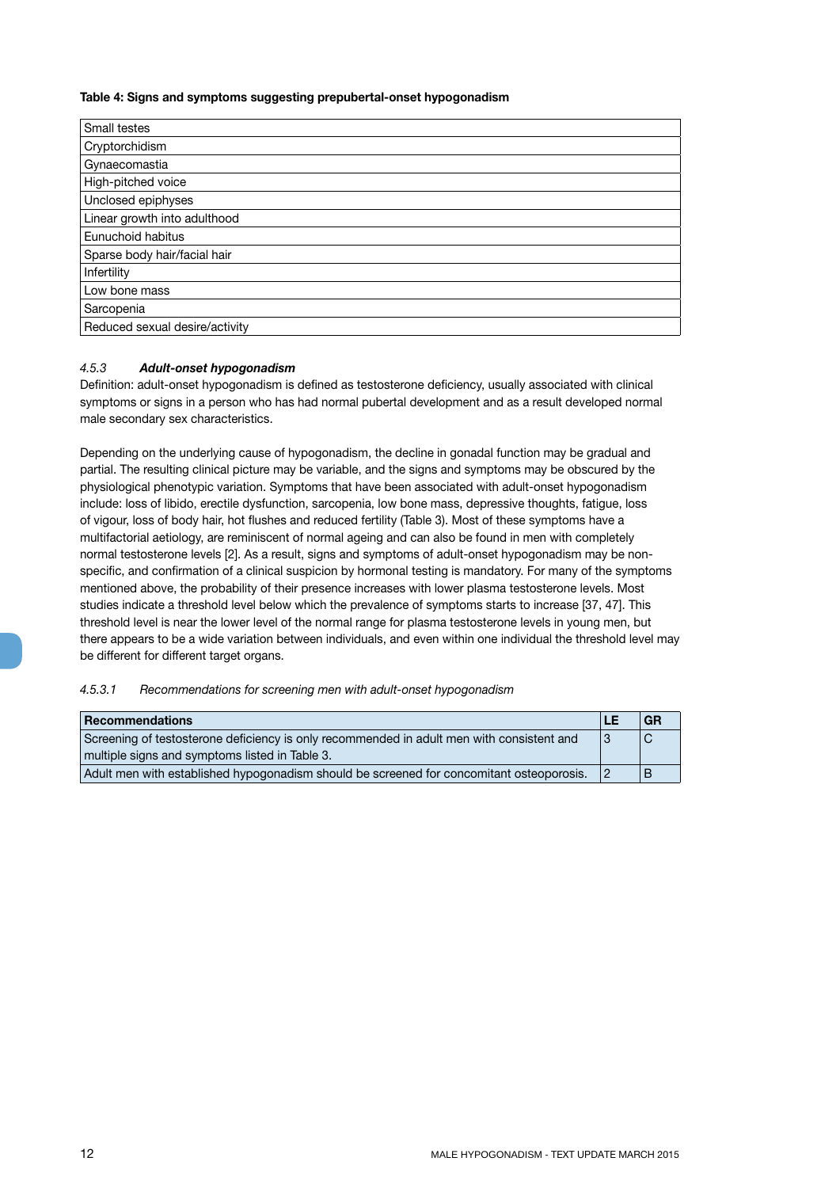**Table 4: Signs and symptoms suggesting prepubertal-onset hypogonadism**

| |
|---|
| Small testes |
| Cryptorchidism |
| Gynaecomastia |
| High-pitched voice |
| Unclosed epiphyses |
| Linear growth into adulthood |
| Eunuchoid habitus |
| Sparse body hair/facial hair |
| Infertility |
| Low bone mass |
| Sarcopenia |
| Reduced sexual desire/activity |

#### 4.5.3 ***Adult-onset hypogonadism***

Definition: adult-onset hypogonadism is defined as testosterone deficiency, usually associated with clinical symptoms or signs in a person who has had normal pubertal development and as a result developed normal male secondary sex characteristics.

Depending on the underlying cause of hypogonadism, the decline in gonadal function may be gradual and partial. The resulting clinical picture may be variable, and the signs and symptoms may be obscured by the physiological phenotypic variation. Symptoms that have been associated with adult-onset hypogonadism include: loss of libido, erectile dysfunction, sarcopenia, low bone mass, depressive thoughts, fatigue, loss of vigour, loss of body hair, hot flushes and reduced fertility (Table 3). Most of these symptoms have a multifactorial aetiology, are reminiscent of normal ageing and can also be found in men with completely normal testosterone levels [2]. As a result, signs and symptoms of adult-onset hypogonadism may be non-specific, and confirmation of a clinical suspicion by hormonal testing is mandatory. For many of the symptoms mentioned above, the probability of their presence increases with lower plasma testosterone levels. Most studies indicate a threshold level below which the prevalence of symptoms starts to increase [37, 47]. This threshold level is near the lower level of the normal range for plasma testosterone levels in young men, but there appears to be a wide variation between individuals, and even within one individual the threshold level may be different for different target organs.

##### *4.5.3.1 Recommendations for screening men with adult-onset hypogonadism*

| Recommendations | LE | GR |
|---|---|---|
| Screening of testosterone deficiency is only recommended in adult men with consistent and multiple signs and symptoms listed in Table 3. | 3 | C |
| Adult men with established hypogonadism should be screened for concomitant osteoporosis. | 2 | B |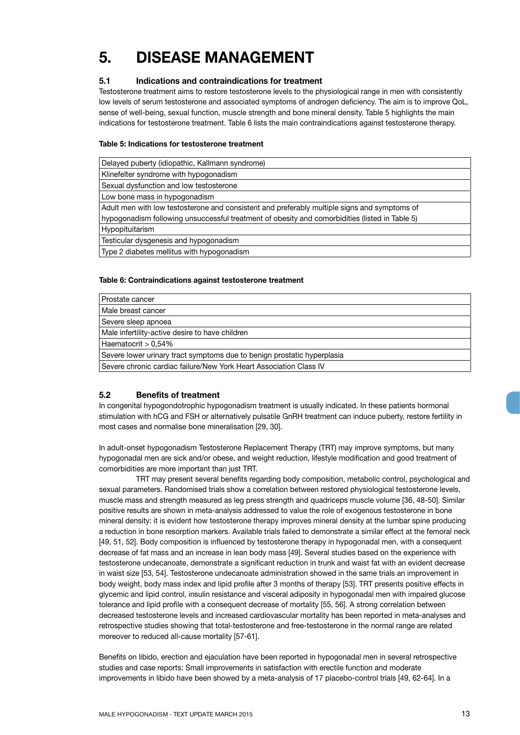# 5. DISEASE MANAGEMENT

## 5.1 Indications and contraindications for treatment

Testosterone treatment aims to restore testosterone levels to the physiological range in men with consistently low levels of serum testosterone and associated symptoms of androgen deficiency. The aim is to improve QoL, sense of well-being, sexual function, muscle strength and bone mineral density. Table 5 highlights the main indications for testosterone treatment. Table 6 lists the main contraindications against testosterone therapy.

**Table 5: Indications for testosterone treatment**

| |
|---|
| Delayed puberty (idiopathic, Kallmann syndrome) |
| Klinefelter syndrome with hypogonadism |
| Sexual dysfunction and low testosterone |
| Low bone mass in hypogonadism |
| Adult men with low testosterone and consistent and preferably multiple signs and symptoms of hypogonadism following unsuccessful treatment of obesity and comorbidities (listed in Table 5) |
| Hypopituitarism |
| Testicular dysgenesis and hypogonadism |
| Type 2 diabetes mellitus with hypogonadism |

**Table 6: Contraindications against testosterone treatment**

| |
|---|
| Prostate cancer |
| Male breast cancer |
| Severe sleep apnoea |
| Male infertility-active desire to have children |
| Haematocrit > 0,54% |
| Severe lower urinary tract symptoms due to benign prostatic hyperplasia |
| Severe chronic cardiac failure/New York Heart Association Class IV |

## 5.2 Benefits of treatment

In congenital hypogondotrophic hypogonadism treatment is usually indicated. In these patients hormonal stimulation with hCG and FSH or alternatively pulsatile GnRH treatment can induce puberty, restore fertility in most cases and normalise bone mineralisation [29, 30].

In adult-onset hypogonadism Testosterone Replacement Therapy (TRT) may improve symptoms, but many hypogonadal men are sick and/or obese, and weight reduction, lifestyle modification and good treatment of comorbidities are more important than just TRT.

TRT may present several benefits regarding body composition, metabolic control, psychological and sexual parameters. Randomised trials show a correlation between restored physiological testosterone levels, muscle mass and strength measured as leg press strength and quadriceps muscle volume [36, 48-50]. Similar positive results are shown in meta-analysis addressed to value the role of exogenous testosterone in bone mineral density: it is evident how testosterone therapy improves mineral density at the lumbar spine producing a reduction in bone resorption markers. Available trials failed to demonstrate a similar effect at the femoral neck [49, 51, 52]. Body composition is influenced by testosterone therapy in hypogonadal men, with a consequent decrease of fat mass and an increase in lean body mass [49]. Several studies based on the experience with testosterone undecanoate, demonstrate a significant reduction in trunk and waist fat with an evident decrease in waist size [53, 54]. Testosterone undecanoate administration showed in the same trials an improvement in body weight, body mass index and lipid profile after 3 months of therapy [53]. TRT presents positive effects in glycemic and lipid control, insulin resistance and visceral adiposity in hypogonadal men with impaired glucose tolerance and lipid profile with a consequent decrease of mortality [55, 56]. A strong correlation between decreased testosterone levels and increased cardiovascular mortality has been reported in meta-analyses and retrospective studies showing that total-testosterone and free-testosterone in the normal range are related moreover to reduced all-cause mortality [57-61].

Benefits on libido, erection and ejaculation have been reported in hypogonadal men in several retrospective studies and case reports: Small improvements in satisfaction with erectile function and moderate improvements in libido have been showed by a meta-analysis of 17 placebo-control trials [49, 62-64]. In a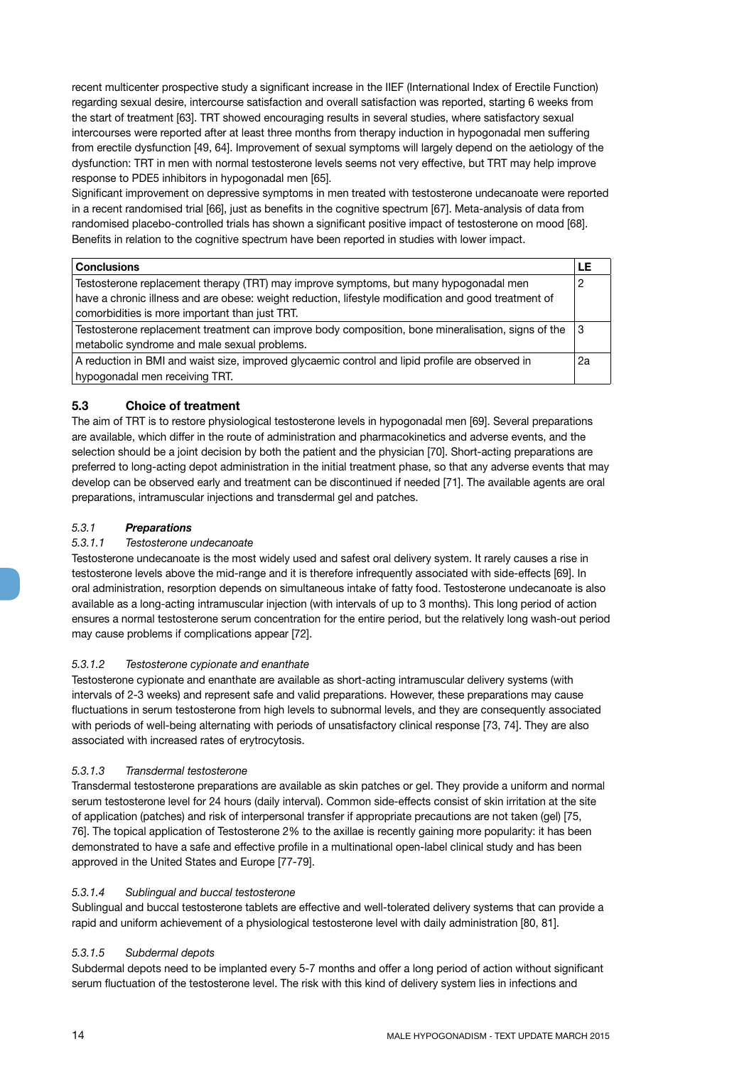recent multicenter prospective study a significant increase in the IIEF (International Index of Erectile Function) regarding sexual desire, intercourse satisfaction and overall satisfaction was reported, starting 6 weeks from the start of treatment [63]. TRT showed encouraging results in several studies, where satisfactory sexual intercourses were reported after at least three months from therapy induction in hypogonadal men suffering from erectile dysfunction [49, 64]. Improvement of sexual symptoms will largely depend on the aetiology of the dysfunction: TRT in men with normal testosterone levels seems not very effective, but TRT may help improve response to PDE5 inhibitors in hypogonadal men [65].

Significant improvement on depressive symptoms in men treated with testosterone undecanoate were reported in a recent randomised trial [66], just as benefits in the cognitive spectrum [67]. Meta-analysis of data from randomised placebo-controlled trials has shown a significant positive impact of testosterone on mood [68]. Benefits in relation to the cognitive spectrum have been reported in studies with lower impact.

| Conclusions | LE |
|---|---|
| Testosterone replacement therapy (TRT) may improve symptoms, but many hypogonadal men have a chronic illness and are obese: weight reduction, lifestyle modification and good treatment of comorbidities is more important than just TRT. | 2 |
| Testosterone replacement treatment can improve body composition, bone mineralisation, signs of the metabolic syndrome and male sexual problems. | 3 |
| A reduction in BMI and waist size, improved glycaemic control and lipid profile are observed in hypogonadal men receiving TRT. | 2a |

## 5.3 Choice of treatment

The aim of TRT is to restore physiological testosterone levels in hypogonadal men [69]. Several preparations are available, which differ in the route of administration and pharmacokinetics and adverse events, and the selection should be a joint decision by both the patient and the physician [70]. Short-acting preparations are preferred to long-acting depot administration in the initial treatment phase, so that any adverse events that may develop can be observed early and treatment can be discontinued if needed [71]. The available agents are oral preparations, intramuscular injections and transdermal gel and patches.

### 5.3.1 *Preparations*

#### 5.3.1.1 *Testosterone undecanoate*

Testosterone undecanoate is the most widely used and safest oral delivery system. It rarely causes a rise in testosterone levels above the mid-range and it is therefore infrequently associated with side-effects [69]. In oral administration, resorption depends on simultaneous intake of fatty food. Testosterone undecanoate is also available as a long-acting intramuscular injection (with intervals of up to 3 months). This long period of action ensures a normal testosterone serum concentration for the entire period, but the relatively long wash-out period may cause problems if complications appear [72].

#### 5.3.1.2 *Testosterone cypionate and enanthate*

Testosterone cypionate and enanthate are available as short-acting intramuscular delivery systems (with intervals of 2-3 weeks) and represent safe and valid preparations. However, these preparations may cause fluctuations in serum testosterone from high levels to subnormal levels, and they are consequently associated with periods of well-being alternating with periods of unsatisfactory clinical response [73, 74]. They are also associated with increased rates of erytrocytosis.

#### 5.3.1.3 *Transdermal testosterone*

Transdermal testosterone preparations are available as skin patches or gel. They provide a uniform and normal serum testosterone level for 24 hours (daily interval). Common side-effects consist of skin irritation at the site of application (patches) and risk of interpersonal transfer if appropriate precautions are not taken (gel) [75, 76]. The topical application of Testosterone 2% to the axillae is recently gaining more popularity: it has been demonstrated to have a safe and effective profile in a multinational open-label clinical study and has been approved in the United States and Europe [77-79].

#### 5.3.1.4 *Sublingual and buccal testosterone*

Sublingual and buccal testosterone tablets are effective and well-tolerated delivery systems that can provide a rapid and uniform achievement of a physiological testosterone level with daily administration [80, 81].

#### 5.3.1.5 *Subdermal depots*

Subdermal depots need to be implanted every 5-7 months and offer a long period of action without significant serum fluctuation of the testosterone level. The risk with this kind of delivery system lies in infections and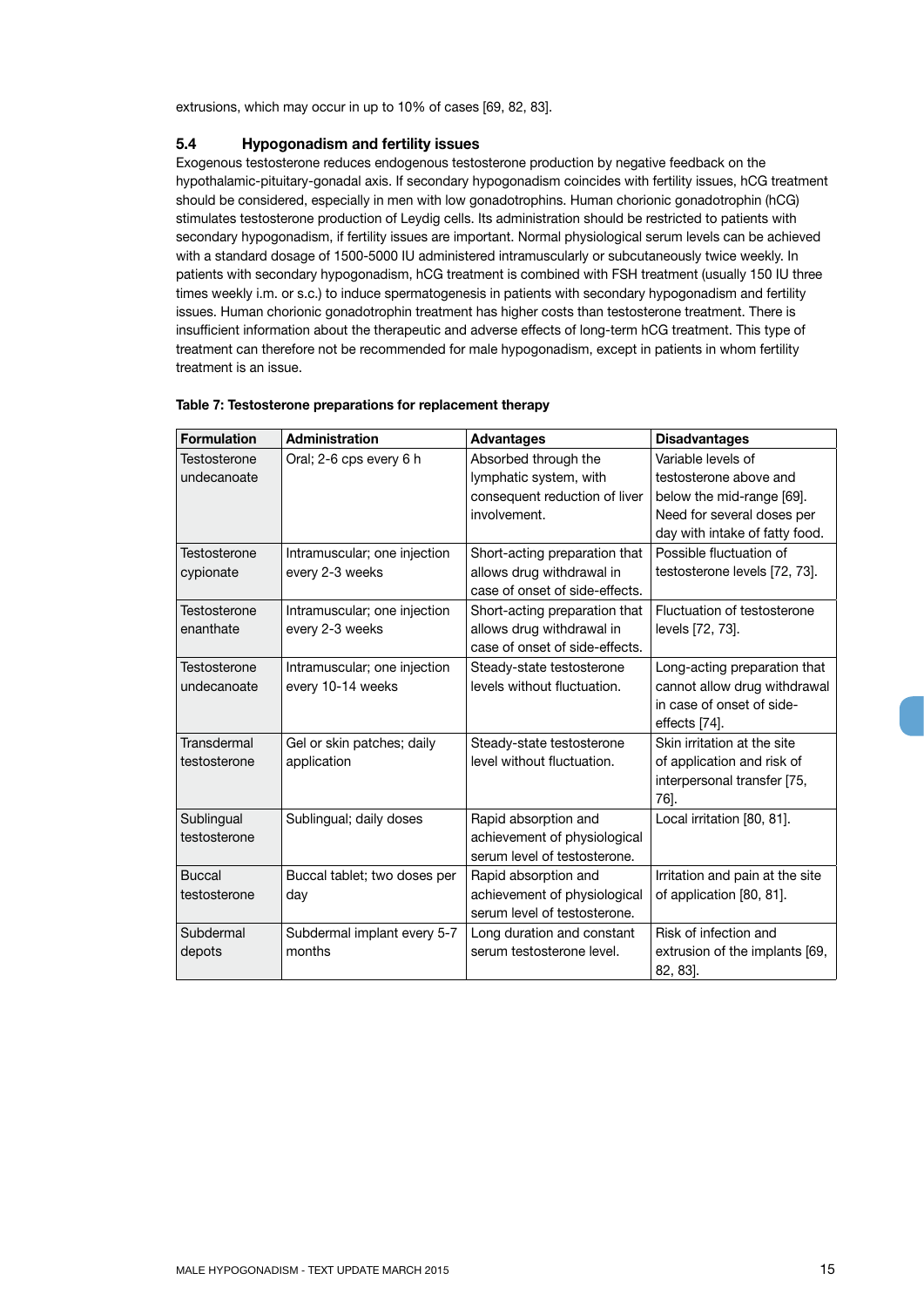extrusions, which may occur in up to 10% of cases [69, 82, 83].

## 5.4 Hypogonadism and fertility issues

Exogenous testosterone reduces endogenous testosterone production by negative feedback on the hypothalamic-pituitary-gonadal axis. If secondary hypogonadism coincides with fertility issues, hCG treatment should be considered, especially in men with low gonadotrophins. Human chorionic gonadotrophin (hCG) stimulates testosterone production of Leydig cells. Its administration should be restricted to patients with secondary hypogonadism, if fertility issues are important. Normal physiological serum levels can be achieved with a standard dosage of 1500-5000 IU administered intramuscularly or subcutaneously twice weekly. In patients with secondary hypogonadism, hCG treatment is combined with FSH treatment (usually 150 IU three times weekly i.m. or s.c.) to induce spermatogenesis in patients with secondary hypogonadism and fertility issues. Human chorionic gonadotrophin treatment has higher costs than testosterone treatment. There is insufficient information about the therapeutic and adverse effects of long-term hCG treatment. This type of treatment can therefore not be recommended for male hypogonadism, except in patients in whom fertility treatment is an issue.

**Table 7: Testosterone preparations for replacement therapy**

| Formulation | Administration | Advantages | Disadvantages |
|---|---|---|---|
| Testosterone undecanoate | Oral; 2-6 cps every 6 h | Absorbed through the lymphatic system, with consequent reduction of liver involvement. | Variable levels of testosterone above and below the mid-range [69]. Need for several doses per day with intake of fatty food. |
| Testosterone cypionate | Intramuscular; one injection every 2-3 weeks | Short-acting preparation that allows drug withdrawal in case of onset of side-effects. | Possible fluctuation of testosterone levels [72, 73]. |
| Testosterone enanthate | Intramuscular; one injection every 2-3 weeks | Short-acting preparation that allows drug withdrawal in case of onset of side-effects. | Fluctuation of testosterone levels [72, 73]. |
| Testosterone undecanoate | Intramuscular; one injection every 10-14 weeks | Steady-state testosterone levels without fluctuation. | Long-acting preparation that cannot allow drug withdrawal in case of onset of side-effects [74]. |
| Transdermal testosterone | Gel or skin patches; daily application | Steady-state testosterone level without fluctuation. | Skin irritation at the site of application and risk of interpersonal transfer [75, 76]. |
| Sublingual testosterone | Sublingual; daily doses | Rapid absorption and achievement of physiological serum level of testosterone. | Local irritation [80, 81]. |
| Buccal testosterone | Buccal tablet; two doses per day | Rapid absorption and achievement of physiological serum level of testosterone. | Irritation and pain at the site of application [80, 81]. |
| Subdermal depots | Subdermal implant every 5-7 months | Long duration and constant serum testosterone level. | Risk of infection and extrusion of the implants [69, 82, 83]. |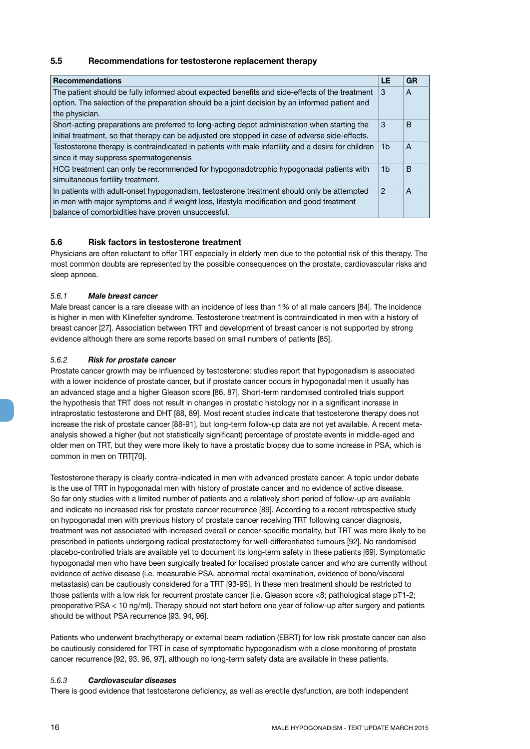## 5.5 Recommendations for testosterone replacement therapy

| Recommendations | LE | GR |
|---|---|---|
| The patient should be fully informed about expected benefits and side-effects of the treatment option. The selection of the preparation should be a joint decision by an informed patient and the physician. | 3 | A |
| Short-acting preparations are preferred to long-acting depot administration when starting the initial treatment, so that therapy can be adjusted ore stopped in case of adverse side-effects. | 3 | B |
| Testosterone therapy is contraindicated in patients with male infertility and a desire for children since it may suppress spermatogenesis | 1b | A |
| HCG treatment can only be recommended for hypogonadotrophic hypogonadal patients with simultaneous fertility treatment. | 1b | B |
| In patients with adult-onset hypogonadism, testosterone treatment should only be attempted in men with major symptoms and if weight loss, lifestyle modification and good treatment balance of comorbidities have proven unsuccessful. | 2 | A |

## 5.6 Risk factors in testosterone treatment

Physicians are often reluctant to offer TRT especially in elderly men due to the potential risk of this therapy. The most common doubts are represented by the possible consequences on the prostate, cardiovascular risks and sleep apnoea.

### *5.6.1 Male breast cancer*

Male breast cancer is a rare disease with an incidence of less than 1% of all male cancers [84]. The incidence is higher in men with Klinefelter syndrome. Testosterone treatment is contraindicated in men with a history of breast cancer [27]. Association between TRT and development of breast cancer is not supported by strong evidence although there are some reports based on small numbers of patients [85].

### *5.6.2 Risk for prostate cancer*

Prostate cancer growth may be influenced by testosterone: studies report that hypogonadism is associated with a lower incidence of prostate cancer, but if prostate cancer occurs in hypogonadal men it usually has an advanced stage and a higher Gleason score [86, 87]. Short-term randomised controlled trials support the hypothesis that TRT does not result in changes in prostatic histology nor in a significant increase in intraprostatic testosterone and DHT [88, 89]. Most recent studies indicate that testosterone therapy does not increase the risk of prostate cancer [88-91], but long-term follow-up data are not yet available. A recent meta-analysis showed a higher (but not statistically significant) percentage of prostate events in middle-aged and older men on TRT, but they were more likely to have a prostatic biopsy due to some increase in PSA, which is common in men on TRT[70].

Testosterone therapy is clearly contra-indicated in men with advanced prostate cancer. A topic under debate is the use of TRT in hypogonadal men with history of prostate cancer and no evidence of active disease. So far only studies with a limited number of patients and a relatively short period of follow-up are available and indicate no increased risk for prostate cancer recurrence [89]. According to a recent retrospective study on hypogonadal men with previous history of prostate cancer receiving TRT following cancer diagnosis, treatment was not associated with increased overall or cancer-specific mortality, but TRT was more likely to be prescribed in patients undergoing radical prostatectomy for well-differentiated tumours [92]. No randomised placebo-controlled trials are available yet to document its long-term safety in these patients [69]. Symptomatic hypogonadal men who have been surgically treated for localised prostate cancer and who are currently without evidence of active disease (i.e. measurable PSA, abnormal rectal examination, evidence of bone/visceral metastasis) can be cautiously considered for a TRT [93-95]. In these men treatment should be restricted to those patients with a low risk for recurrent prostate cancer (i.e. Gleason score <8; pathological stage pT1-2; preoperative PSA < 10 ng/ml). Therapy should not start before one year of follow-up after surgery and patients should be without PSA recurrence [93, 94, 96].

Patients who underwent brachytherapy or external beam radiation (EBRT) for low risk prostate cancer can also be cautiously considered for TRT in case of symptomatic hypogonadism with a close monitoring of prostate cancer recurrence [92, 93, 96, 97], although no long-term safety data are available in these patients.

### *5.6.3 Cardiovascular diseases*

There is good evidence that testosterone deficiency, as well as erectile dysfunction, are both independent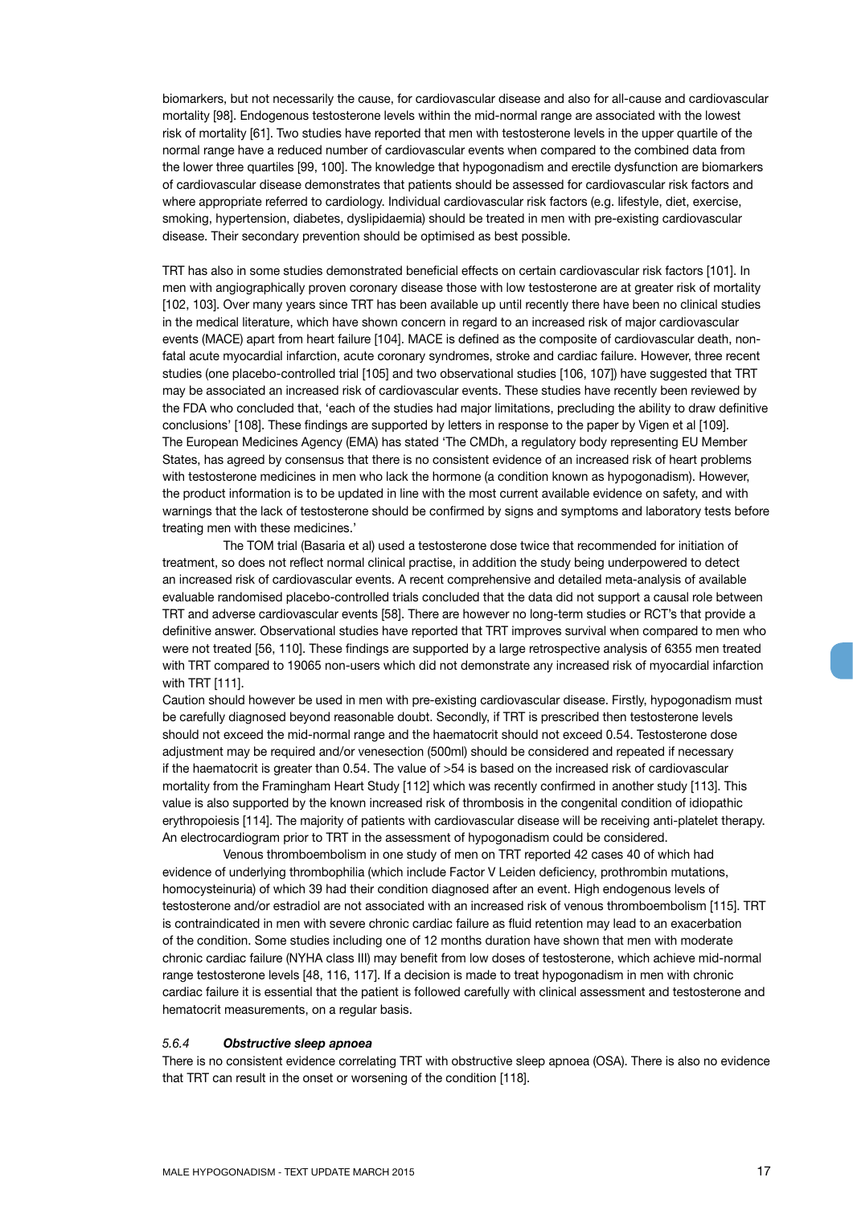biomarkers, but not necessarily the cause, for cardiovascular disease and also for all-cause and cardiovascular mortality [98]. Endogenous testosterone levels within the mid-normal range are associated with the lowest risk of mortality [61]. Two studies have reported that men with testosterone levels in the upper quartile of the normal range have a reduced number of cardiovascular events when compared to the combined data from the lower three quartiles [99, 100]. The knowledge that hypogonadism and erectile dysfunction are biomarkers of cardiovascular disease demonstrates that patients should be assessed for cardiovascular risk factors and where appropriate referred to cardiology. Individual cardiovascular risk factors (e.g. lifestyle, diet, exercise, smoking, hypertension, diabetes, dyslipidaemia) should be treated in men with pre-existing cardiovascular disease. Their secondary prevention should be optimised as best possible.

TRT has also in some studies demonstrated beneficial effects on certain cardiovascular risk factors [101]. In men with angiographically proven coronary disease those with low testosterone are at greater risk of mortality [102, 103]. Over many years since TRT has been available up until recently there have been no clinical studies in the medical literature, which have shown concern in regard to an increased risk of major cardiovascular events (MACE) apart from heart failure [104]. MACE is defined as the composite of cardiovascular death, non-fatal acute myocardial infarction, acute coronary syndromes, stroke and cardiac failure. However, three recent studies (one placebo-controlled trial [105] and two observational studies [106, 107]) have suggested that TRT may be associated an increased risk of cardiovascular events. These studies have recently been reviewed by the FDA who concluded that, 'each of the studies had major limitations, precluding the ability to draw definitive conclusions' [108]. These findings are supported by letters in response to the paper by Vigen et al [109]. The European Medicines Agency (EMA) has stated 'The CMDh, a regulatory body representing EU Member States, has agreed by consensus that there is no consistent evidence of an increased risk of heart problems with testosterone medicines in men who lack the hormone (a condition known as hypogonadism). However, the product information is to be updated in line with the most current available evidence on safety, and with warnings that the lack of testosterone should be confirmed by signs and symptoms and laboratory tests before treating men with these medicines.'

The TOM trial (Basaria et al) used a testosterone dose twice that recommended for initiation of treatment, so does not reflect normal clinical practise, in addition the study being underpowered to detect an increased risk of cardiovascular events. A recent comprehensive and detailed meta-analysis of available evaluable randomised placebo-controlled trials concluded that the data did not support a causal role between TRT and adverse cardiovascular events [58]. There are however no long-term studies or RCT's that provide a definitive answer. Observational studies have reported that TRT improves survival when compared to men who were not treated [56, 110]. These findings are supported by a large retrospective analysis of 6355 men treated with TRT compared to 19065 non-users which did not demonstrate any increased risk of myocardial infarction with TRT [111].

Caution should however be used in men with pre-existing cardiovascular disease. Firstly, hypogonadism must be carefully diagnosed beyond reasonable doubt. Secondly, if TRT is prescribed then testosterone levels should not exceed the mid-normal range and the haematocrit should not exceed 0.54. Testosterone dose adjustment may be required and/or venesection (500ml) should be considered and repeated if necessary if the haematocrit is greater than 0.54. The value of >54 is based on the increased risk of cardiovascular mortality from the Framingham Heart Study [112] which was recently confirmed in another study [113]. This value is also supported by the known increased risk of thrombosis in the congenital condition of idiopathic erythropoiesis [114]. The majority of patients with cardiovascular disease will be receiving anti-platelet therapy. An electrocardiogram prior to TRT in the assessment of hypogonadism could be considered.

Venous thromboembolism in one study of men on TRT reported 42 cases 40 of which had evidence of underlying thrombophilia (which include Factor V Leiden deficiency, prothrombin mutations, homocysteinuria) of which 39 had their condition diagnosed after an event. High endogenous levels of testosterone and/or estradiol are not associated with an increased risk of venous thromboembolism [115]. TRT is contraindicated in men with severe chronic cardiac failure as fluid retention may lead to an exacerbation of the condition. Some studies including one of 12 months duration have shown that men with moderate chronic cardiac failure (NYHA class III) may benefit from low doses of testosterone, which achieve mid-normal range testosterone levels [48, 116, 117]. If a decision is made to treat hypogonadism in men with chronic cardiac failure it is essential that the patient is followed carefully with clinical assessment and testosterone and hematocrit measurements, on a regular basis.

#### *5.6.4* ***Obstructive sleep apnoea***

There is no consistent evidence correlating TRT with obstructive sleep apnoea (OSA). There is also no evidence that TRT can result in the onset or worsening of the condition [118].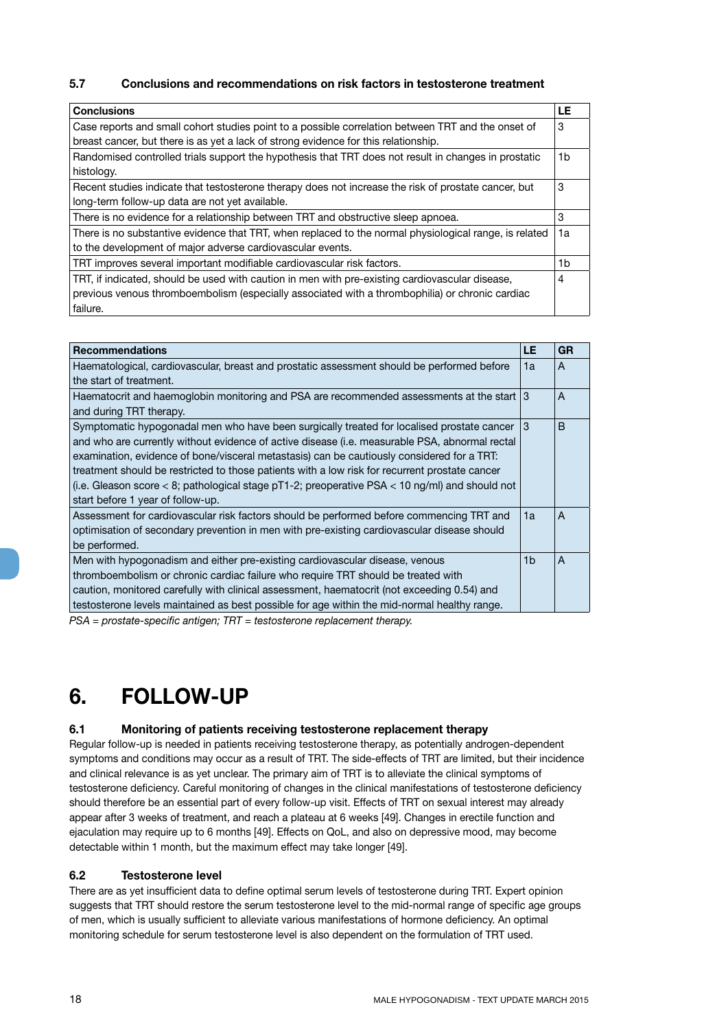### 5.7 Conclusions and recommendations on risk factors in testosterone treatment

| Conclusions | LE |
|---|---|
| Case reports and small cohort studies point to a possible correlation between TRT and the onset of breast cancer, but there is as yet a lack of strong evidence for this relationship. | 3 |
| Randomised controlled trials support the hypothesis that TRT does not result in changes in prostatic histology. | 1b |
| Recent studies indicate that testosterone therapy does not increase the risk of prostate cancer, but long-term follow-up data are not yet available. | 3 |
| There is no evidence for a relationship between TRT and obstructive sleep apnoea. | 3 |
| There is no substantive evidence that TRT, when replaced to the normal physiological range, is related to the development of major adverse cardiovascular events. | 1a |
| TRT improves several important modifiable cardiovascular risk factors. | 1b |
| TRT, if indicated, should be used with caution in men with pre-existing cardiovascular disease, previous venous thromboembolism (especially associated with a thrombophilia) or chronic cardiac failure. | 4 |

| Recommendations | LE | GR |
|---|---|---|
| Haematological, cardiovascular, breast and prostatic assessment should be performed before the start of treatment. | 1a | A |
| Haematocrit and haemoglobin monitoring and PSA are recommended assessments at the start and during TRT therapy. | 3 | A |
| Symptomatic hypogonadal men who have been surgically treated for localised prostate cancer and who are currently without evidence of active disease (i.e. measurable PSA, abnormal rectal examination, evidence of bone/visceral metastasis) can be cautiously considered for a TRT: treatment should be restricted to those patients with a low risk for recurrent prostate cancer (i.e. Gleason score < 8; pathological stage pT1-2; preoperative PSA < 10 ng/ml) and should not start before 1 year of follow-up. | 3 | B |
| Assessment for cardiovascular risk factors should be performed before commencing TRT and optimisation of secondary prevention in men with pre-existing cardiovascular disease should be performed. | 1a | A |
| Men with hypogonadism and either pre-existing cardiovascular disease, venous thromboembolism or chronic cardiac failure who require TRT should be treated with caution, monitored carefully with clinical assessment, haematocrit (not exceeding 0.54) and testosterone levels maintained as best possible for age within the mid-normal healthy range. | 1b | A |

*PSA = prostate-specific antigen; TRT = testosterone replacement therapy.*

# 6. FOLLOW-UP

### 6.1 Monitoring of patients receiving testosterone replacement therapy

Regular follow-up is needed in patients receiving testosterone therapy, as potentially androgen-dependent symptoms and conditions may occur as a result of TRT. The side-effects of TRT are limited, but their incidence and clinical relevance is as yet unclear. The primary aim of TRT is to alleviate the clinical symptoms of testosterone deficiency. Careful monitoring of changes in the clinical manifestations of testosterone deficiency should therefore be an essential part of every follow-up visit. Effects of TRT on sexual interest may already appear after 3 weeks of treatment, and reach a plateau at 6 weeks [49]. Changes in erectile function and ejaculation may require up to 6 months [49]. Effects on QoL, and also on depressive mood, may become detectable within 1 month, but the maximum effect may take longer [49].

### 6.2 Testosterone level

There are as yet insufficient data to define optimal serum levels of testosterone during TRT. Expert opinion suggests that TRT should restore the serum testosterone level to the mid-normal range of specific age groups of men, which is usually sufficient to alleviate various manifestations of hormone deficiency. An optimal monitoring schedule for serum testosterone level is also dependent on the formulation of TRT used.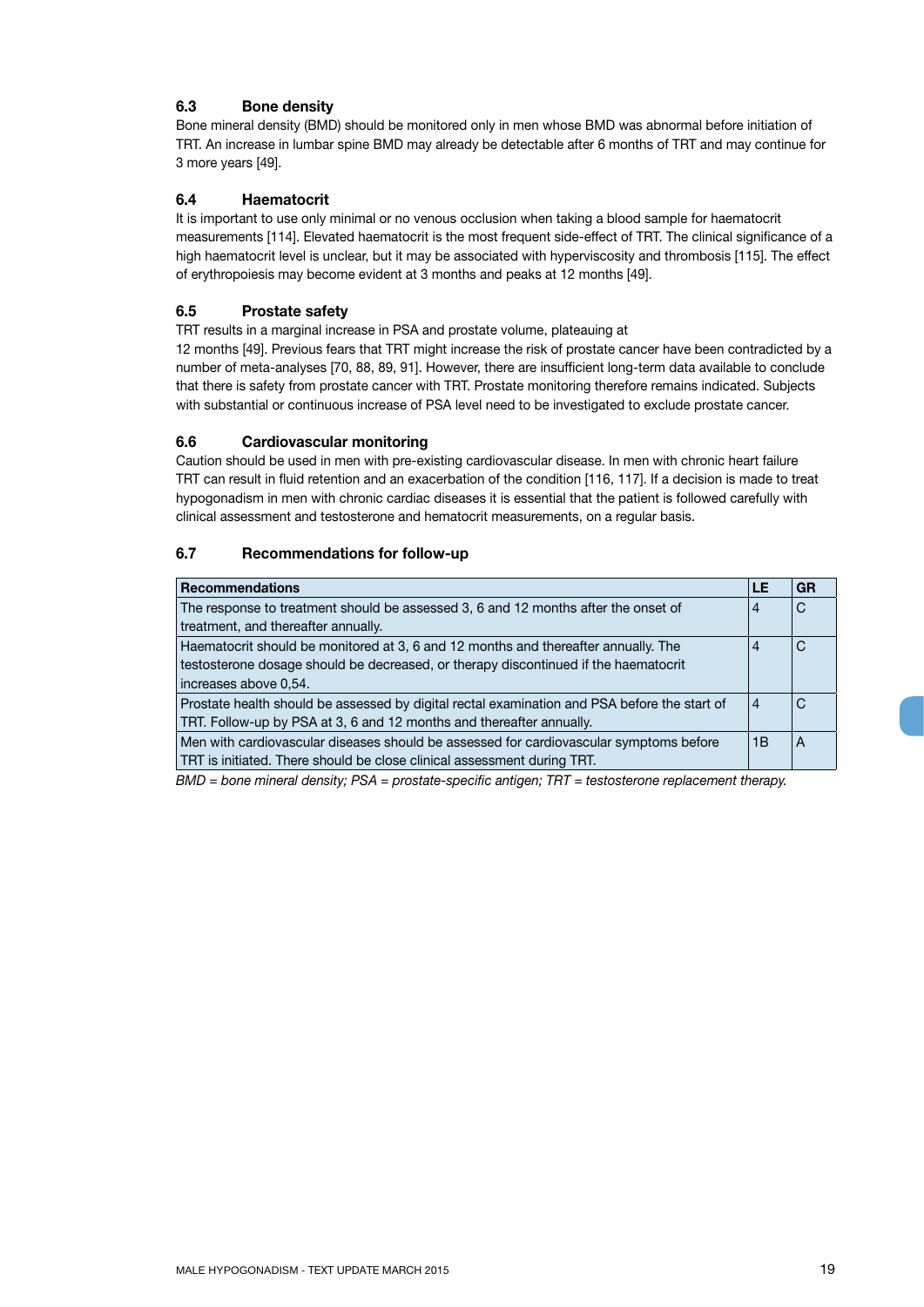### 6.3 Bone density

Bone mineral density (BMD) should be monitored only in men whose BMD was abnormal before initiation of TRT. An increase in lumbar spine BMD may already be detectable after 6 months of TRT and may continue for 3 more years [49].

### 6.4 Haematocrit

It is important to use only minimal or no venous occlusion when taking a blood sample for haematocrit measurements [114]. Elevated haematocrit is the most frequent side-effect of TRT. The clinical significance of a high haematocrit level is unclear, but it may be associated with hyperviscosity and thrombosis [115]. The effect of erythropoiesis may become evident at 3 months and peaks at 12 months [49].

### 6.5 Prostate safety

TRT results in a marginal increase in PSA and prostate volume, plateauing at 12 months [49]. Previous fears that TRT might increase the risk of prostate cancer have been contradicted by a number of meta-analyses [70, 88, 89, 91]. However, there are insufficient long-term data available to conclude that there is safety from prostate cancer with TRT. Prostate monitoring therefore remains indicated. Subjects with substantial or continuous increase of PSA level need to be investigated to exclude prostate cancer.

### 6.6 Cardiovascular monitoring

Caution should be used in men with pre-existing cardiovascular disease. In men with chronic heart failure TRT can result in fluid retention and an exacerbation of the condition [116, 117]. If a decision is made to treat hypogonadism in men with chronic cardiac diseases it is essential that the patient is followed carefully with clinical assessment and testosterone and hematocrit measurements, on a regular basis.

### 6.7 Recommendations for follow-up

| Recommendations | LE | GR |
|---|---|---|
| The response to treatment should be assessed 3, 6 and 12 months after the onset of treatment, and thereafter annually. | 4 | C |
| Haematocrit should be monitored at 3, 6 and 12 months and thereafter annually. The testosterone dosage should be decreased, or therapy discontinued if the haematocrit increases above 0,54. | 4 | C |
| Prostate health should be assessed by digital rectal examination and PSA before the start of TRT. Follow-up by PSA at 3, 6 and 12 months and thereafter annually. | 4 | C |
| Men with cardiovascular diseases should be assessed for cardiovascular symptoms before TRT is initiated. There should be close clinical assessment during TRT. | 1B | A |

*BMD = bone mineral density; PSA = prostate-specific antigen; TRT = testosterone replacement therapy.*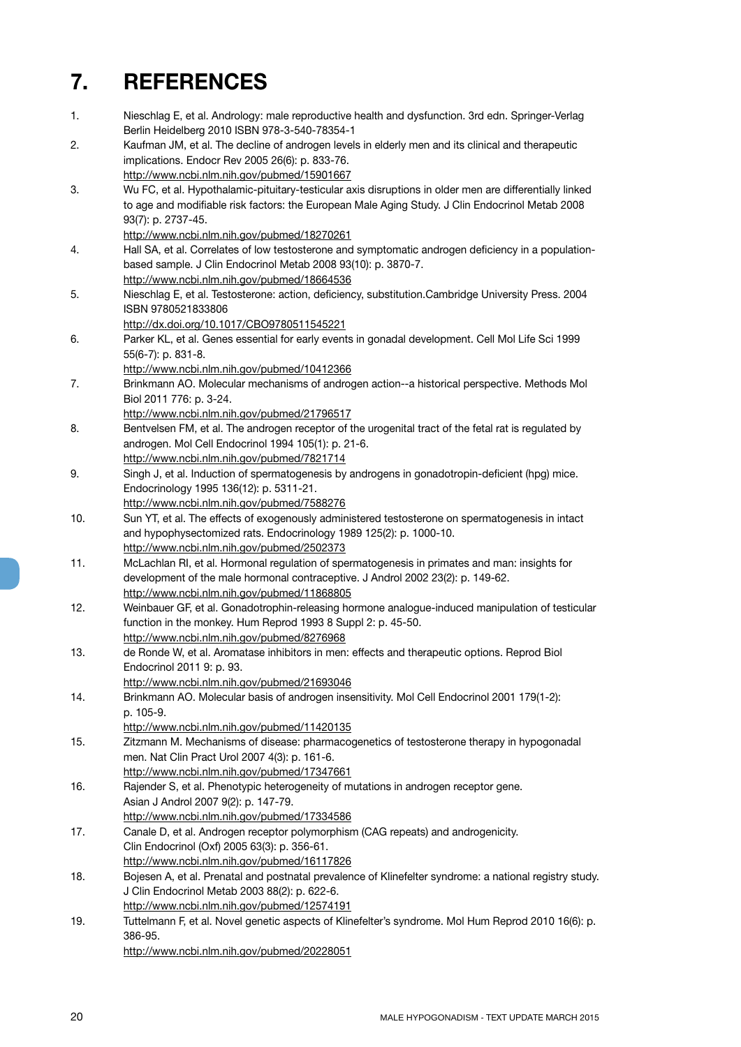# 7. REFERENCES

1. Nieschlag E, et al. Andrology: male reproductive health and dysfunction. 3rd edn. Springer-Verlag Berlin Heidelberg 2010 ISBN 978-3-540-78354-1
2. Kaufman JM, et al. The decline of androgen levels in elderly men and its clinical and therapeutic implications. Endocr Rev 2005 26(6): p. 833-76.
http://www.ncbi.nlm.nih.gov/pubmed/15901667
3. Wu FC, et al. Hypothalamic-pituitary-testicular axis disruptions in older men are differentially linked to age and modifiable risk factors: the European Male Aging Study. J Clin Endocrinol Metab 2008 93(7): p. 2737-45.
http://www.ncbi.nlm.nih.gov/pubmed/18270261
4. Hall SA, et al. Correlates of low testosterone and symptomatic androgen deficiency in a population-based sample. J Clin Endocrinol Metab 2008 93(10): p. 3870-7.
http://www.ncbi.nlm.nih.gov/pubmed/18664536
5. Nieschlag E, et al. Testosterone: action, deficiency, substitution.Cambridge University Press. 2004 ISBN 9780521833806
http://dx.doi.org/10.1017/CBO9780511545221
6. Parker KL, et al. Genes essential for early events in gonadal development. Cell Mol Life Sci 1999 55(6-7): p. 831-8.
http://www.ncbi.nlm.nih.gov/pubmed/10412366
7. Brinkmann AO. Molecular mechanisms of androgen action--a historical perspective. Methods Mol Biol 2011 776: p. 3-24.
http://www.ncbi.nlm.nih.gov/pubmed/21796517
8. Bentvelsen FM, et al. The androgen receptor of the urogenital tract of the fetal rat is regulated by androgen. Mol Cell Endocrinol 1994 105(1): p. 21-6.
http://www.ncbi.nlm.nih.gov/pubmed/7821714
9. Singh J, et al. Induction of spermatogenesis by androgens in gonadotropin-deficient (hpg) mice. Endocrinology 1995 136(12): p. 5311-21.
http://www.ncbi.nlm.nih.gov/pubmed/7588276
10. Sun YT, et al. The effects of exogenously administered testosterone on spermatogenesis in intact and hypophysectomized rats. Endocrinology 1989 125(2): p. 1000-10.
http://www.ncbi.nlm.nih.gov/pubmed/2502373
11. McLachlan RI, et al. Hormonal regulation of spermatogenesis in primates and man: insights for development of the male hormonal contraceptive. J Androl 2002 23(2): p. 149-62.
http://www.ncbi.nlm.nih.gov/pubmed/11868805
12. Weinbauer GF, et al. Gonadotrophin-releasing hormone analogue-induced manipulation of testicular function in the monkey. Hum Reprod 1993 8 Suppl 2: p. 45-50.
http://www.ncbi.nlm.nih.gov/pubmed/8276968
13. de Ronde W, et al. Aromatase inhibitors in men: effects and therapeutic options. Reprod Biol Endocrinol 2011 9: p. 93.
http://www.ncbi.nlm.nih.gov/pubmed/21693046
14. Brinkmann AO. Molecular basis of androgen insensitivity. Mol Cell Endocrinol 2001 179(1-2): p. 105-9.
http://www.ncbi.nlm.nih.gov/pubmed/11420135
15. Zitzmann M. Mechanisms of disease: pharmacogenetics of testosterone therapy in hypogonadal men. Nat Clin Pract Urol 2007 4(3): p. 161-6.
http://www.ncbi.nlm.nih.gov/pubmed/17347661
16. Rajender S, et al. Phenotypic heterogeneity of mutations in androgen receptor gene. Asian J Androl 2007 9(2): p. 147-79.
http://www.ncbi.nlm.nih.gov/pubmed/17334586
17. Canale D, et al. Androgen receptor polymorphism (CAG repeats) and androgenicity. Clin Endocrinol (Oxf) 2005 63(3): p. 356-61.
http://www.ncbi.nlm.nih.gov/pubmed/16117826
18. Bojesen A, et al. Prenatal and postnatal prevalence of Klinefelter syndrome: a national registry study. J Clin Endocrinol Metab 2003 88(2): p. 622-6.
http://www.ncbi.nlm.nih.gov/pubmed/12574191
19. Tuttelmann F, et al. Novel genetic aspects of Klinefelter's syndrome. Mol Hum Reprod 2010 16(6): p. 386-95.
http://www.ncbi.nlm.nih.gov/pubmed/20228051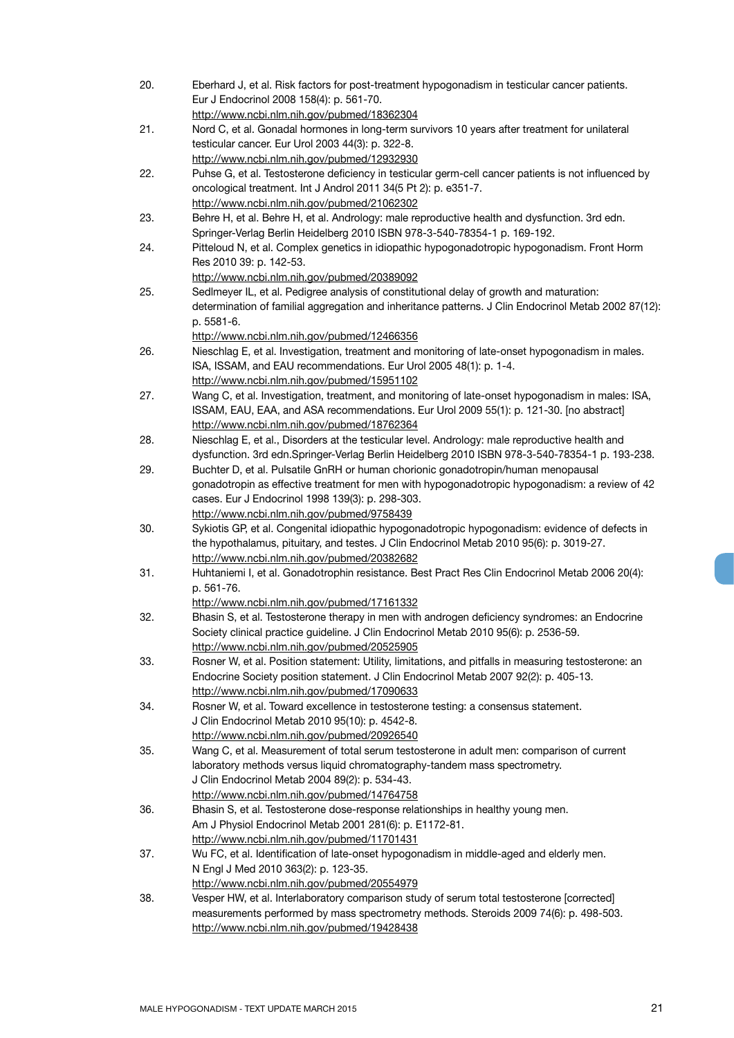20. Eberhard J, et al. Risk factors for post-treatment hypogonadism in testicular cancer patients. Eur J Endocrinol 2008 158(4): p. 561-70.
http://www.ncbi.nlm.nih.gov/pubmed/18362304
21. Nord C, et al. Gonadal hormones in long-term survivors 10 years after treatment for unilateral testicular cancer. Eur Urol 2003 44(3): p. 322-8.
http://www.ncbi.nlm.nih.gov/pubmed/12932930
22. Puhse G, et al. Testosterone deficiency in testicular germ-cell cancer patients is not influenced by oncological treatment. Int J Androl 2011 34(5 Pt 2): p. e351-7.
http://www.ncbi.nlm.nih.gov/pubmed/21062302
23. Behre H, et al. Behre H, et al. Andrology: male reproductive health and dysfunction. 3rd edn. Springer-Verlag Berlin Heidelberg 2010 ISBN 978-3-540-78354-1 p. 169-192.
24. Pitteloud N, et al. Complex genetics in idiopathic hypogonadotropic hypogonadism. Front Horm Res 2010 39: p. 142-53.
http://www.ncbi.nlm.nih.gov/pubmed/20389092
25. Sedlmeyer IL, et al. Pedigree analysis of constitutional delay of growth and maturation: determination of familial aggregation and inheritance patterns. J Clin Endocrinol Metab 2002 87(12): p. 5581-6.
http://www.ncbi.nlm.nih.gov/pubmed/12466356
26. Nieschlag E, et al. Investigation, treatment and monitoring of late-onset hypogonadism in males. ISA, ISSAM, and EAU recommendations. Eur Urol 2005 48(1): p. 1-4.
http://www.ncbi.nlm.nih.gov/pubmed/15951102
27. Wang C, et al. Investigation, treatment, and monitoring of late-onset hypogonadism in males: ISA, ISSAM, EAU, EAA, and ASA recommendations. Eur Urol 2009 55(1): p. 121-30. [no abstract]
http://www.ncbi.nlm.nih.gov/pubmed/18762364
28. Nieschlag E, et al., Disorders at the testicular level. Andrology: male reproductive health and dysfunction. 3rd edn.Springer-Verlag Berlin Heidelberg 2010 ISBN 978-3-540-78354-1 p. 193-238.
29. Buchter D, et al. Pulsatile GnRH or human chorionic gonadotropin/human menopausal gonadotropin as effective treatment for men with hypogonadotropic hypogonadism: a review of 42 cases. Eur J Endocrinol 1998 139(3): p. 298-303.
http://www.ncbi.nlm.nih.gov/pubmed/9758439
30. Sykiotis GP, et al. Congenital idiopathic hypogonadotropic hypogonadism: evidence of defects in the hypothalamus, pituitary, and testes. J Clin Endocrinol Metab 2010 95(6): p. 3019-27.
http://www.ncbi.nlm.nih.gov/pubmed/20382682
31. Huhtaniemi I, et al. Gonadotrophin resistance. Best Pract Res Clin Endocrinol Metab 2006 20(4): p. 561-76.
http://www.ncbi.nlm.nih.gov/pubmed/17161332
32. Bhasin S, et al. Testosterone therapy in men with androgen deficiency syndromes: an Endocrine Society clinical practice guideline. J Clin Endocrinol Metab 2010 95(6): p. 2536-59.
http://www.ncbi.nlm.nih.gov/pubmed/20525905
33. Rosner W, et al. Position statement: Utility, limitations, and pitfalls in measuring testosterone: an Endocrine Society position statement. J Clin Endocrinol Metab 2007 92(2): p. 405-13.
http://www.ncbi.nlm.nih.gov/pubmed/17090633
34. Rosner W, et al. Toward excellence in testosterone testing: a consensus statement. J Clin Endocrinol Metab 2010 95(10): p. 4542-8.
http://www.ncbi.nlm.nih.gov/pubmed/20926540
35. Wang C, et al. Measurement of total serum testosterone in adult men: comparison of current laboratory methods versus liquid chromatography-tandem mass spectrometry. J Clin Endocrinol Metab 2004 89(2): p. 534-43.
http://www.ncbi.nlm.nih.gov/pubmed/14764758
36. Bhasin S, et al. Testosterone dose-response relationships in healthy young men. Am J Physiol Endocrinol Metab 2001 281(6): p. E1172-81.
http://www.ncbi.nlm.nih.gov/pubmed/11701431
37. Wu FC, et al. Identification of late-onset hypogonadism in middle-aged and elderly men. N Engl J Med 2010 363(2): p. 123-35.
http://www.ncbi.nlm.nih.gov/pubmed/20554979
38. Vesper HW, et al. Interlaboratory comparison study of serum total testosterone [corrected] measurements performed by mass spectrometry methods. Steroids 2009 74(6): p. 498-503.
http://www.ncbi.nlm.nih.gov/pubmed/19428438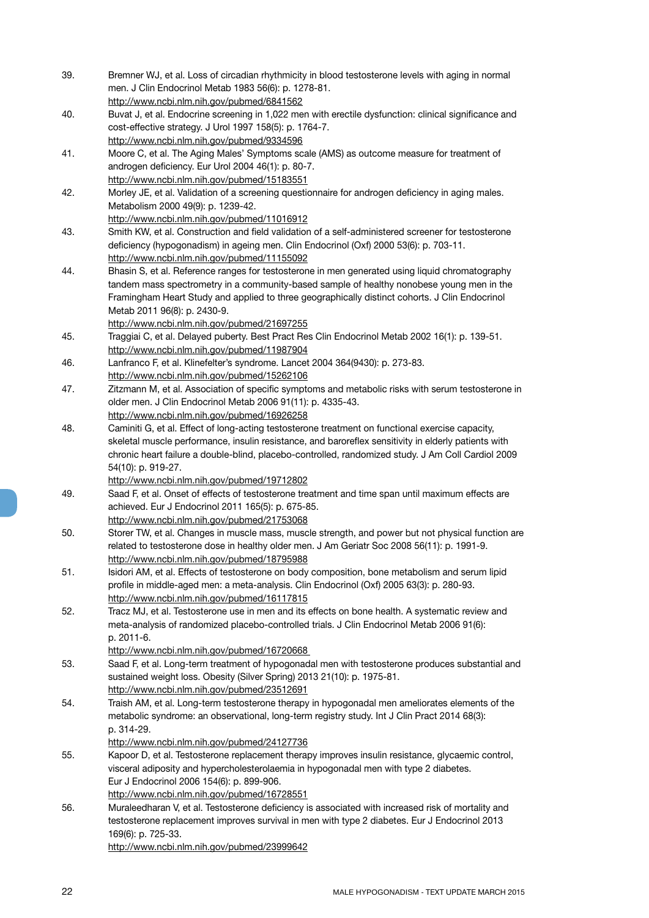39. Bremner WJ, et al. Loss of circadian rhythmicity in blood testosterone levels with aging in normal men. J Clin Endocrinol Metab 1983 56(6): p. 1278-81.
http://www.ncbi.nlm.nih.gov/pubmed/6841562
40. Buvat J, et al. Endocrine screening in 1,022 men with erectile dysfunction: clinical significance and cost-effective strategy. J Urol 1997 158(5): p. 1764-7.
http://www.ncbi.nlm.nih.gov/pubmed/9334596
41. Moore C, et al. The Aging Males' Symptoms scale (AMS) as outcome measure for treatment of androgen deficiency. Eur Urol 2004 46(1): p. 80-7.
http://www.ncbi.nlm.nih.gov/pubmed/15183551
42. Morley JE, et al. Validation of a screening questionnaire for androgen deficiency in aging males. Metabolism 2000 49(9): p. 1239-42.
http://www.ncbi.nlm.nih.gov/pubmed/11016912
43. Smith KW, et al. Construction and field validation of a self-administered screener for testosterone deficiency (hypogonadism) in ageing men. Clin Endocrinol (Oxf) 2000 53(6): p. 703-11.
http://www.ncbi.nlm.nih.gov/pubmed/11155092
44. Bhasin S, et al. Reference ranges for testosterone in men generated using liquid chromatography tandem mass spectrometry in a community-based sample of healthy nonobese young men in the Framingham Heart Study and applied to three geographically distinct cohorts. J Clin Endocrinol Metab 2011 96(8): p. 2430-9.
http://www.ncbi.nlm.nih.gov/pubmed/21697255
45. Traggiai C, et al. Delayed puberty. Best Pract Res Clin Endocrinol Metab 2002 16(1): p. 139-51.
http://www.ncbi.nlm.nih.gov/pubmed/11987904
46. Lanfranco F, et al. Klinefelter's syndrome. Lancet 2004 364(9430): p. 273-83.
http://www.ncbi.nlm.nih.gov/pubmed/15262106
47. Zitzmann M, et al. Association of specific symptoms and metabolic risks with serum testosterone in older men. J Clin Endocrinol Metab 2006 91(11): p. 4335-43.
http://www.ncbi.nlm.nih.gov/pubmed/16926258
48. Caminiti G, et al. Effect of long-acting testosterone treatment on functional exercise capacity, skeletal muscle performance, insulin resistance, and baroreflex sensitivity in elderly patients with chronic heart failure a double-blind, placebo-controlled, randomized study. J Am Coll Cardiol 2009 54(10): p. 919-27.
http://www.ncbi.nlm.nih.gov/pubmed/19712802
49. Saad F, et al. Onset of effects of testosterone treatment and time span until maximum effects are achieved. Eur J Endocrinol 2011 165(5): p. 675-85.
http://www.ncbi.nlm.nih.gov/pubmed/21753068
50. Storer TW, et al. Changes in muscle mass, muscle strength, and power but not physical function are related to testosterone dose in healthy older men. J Am Geriatr Soc 2008 56(11): p. 1991-9.
http://www.ncbi.nlm.nih.gov/pubmed/18795988
51. Isidori AM, et al. Effects of testosterone on body composition, bone metabolism and serum lipid profile in middle-aged men: a meta-analysis. Clin Endocrinol (Oxf) 2005 63(3): p. 280-93.
http://www.ncbi.nlm.nih.gov/pubmed/16117815
52. Tracz MJ, et al. Testosterone use in men and its effects on bone health. A systematic review and meta-analysis of randomized placebo-controlled trials. J Clin Endocrinol Metab 2006 91(6): p. 2011-6.
http://www.ncbi.nlm.nih.gov/pubmed/16720668
53. Saad F, et al. Long-term treatment of hypogonadal men with testosterone produces substantial and sustained weight loss. Obesity (Silver Spring) 2013 21(10): p. 1975-81.
http://www.ncbi.nlm.nih.gov/pubmed/23512691
54. Traish AM, et al. Long-term testosterone therapy in hypogonadal men ameliorates elements of the metabolic syndrome: an observational, long-term registry study. Int J Clin Pract 2014 68(3): p. 314-29.
http://www.ncbi.nlm.nih.gov/pubmed/24127736
55. Kapoor D, et al. Testosterone replacement therapy improves insulin resistance, glycaemic control, visceral adiposity and hypercholesterolaemia in hypogonadal men with type 2 diabetes. Eur J Endocrinol 2006 154(6): p. 899-906.
http://www.ncbi.nlm.nih.gov/pubmed/16728551
56. Muraleedharan V, et al. Testosterone deficiency is associated with increased risk of mortality and testosterone replacement improves survival in men with type 2 diabetes. Eur J Endocrinol 2013 169(6): p. 725-33.
http://www.ncbi.nlm.nih.gov/pubmed/23999642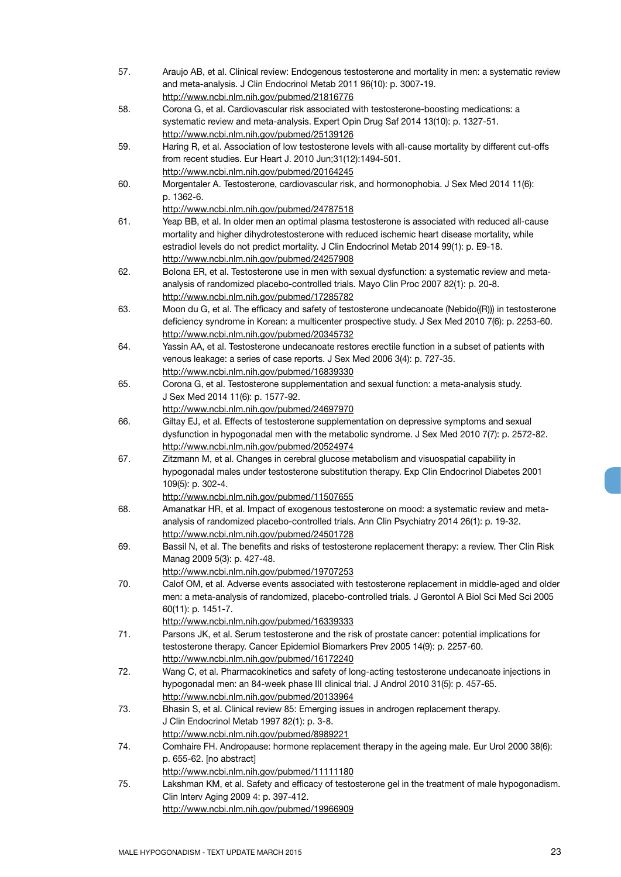57. Araujo AB, et al. Clinical review: Endogenous testosterone and mortality in men: a systematic review and meta-analysis. J Clin Endocrinol Metab 2011 96(10): p. 3007-19.
http://www.ncbi.nlm.nih.gov/pubmed/21816776
58. Corona G, et al. Cardiovascular risk associated with testosterone-boosting medications: a systematic review and meta-analysis. Expert Opin Drug Saf 2014 13(10): p. 1327-51.
http://www.ncbi.nlm.nih.gov/pubmed/25139126
59. Haring R, et al. Association of low testosterone levels with all-cause mortality by different cut-offs from recent studies. Eur Heart J. 2010 Jun;31(12):1494-501.
http://www.ncbi.nlm.nih.gov/pubmed/20164245
60. Morgentaler A. Testosterone, cardiovascular risk, and hormonophobia. J Sex Med 2014 11(6): p. 1362-6.
http://www.ncbi.nlm.nih.gov/pubmed/24787518
61. Yeap BB, et al. In older men an optimal plasma testosterone is associated with reduced all-cause mortality and higher dihydrotestosterone with reduced ischemic heart disease mortality, while estradiol levels do not predict mortality. J Clin Endocrinol Metab 2014 99(1): p. E9-18.
http://www.ncbi.nlm.nih.gov/pubmed/24257908
62. Bolona ER, et al. Testosterone use in men with sexual dysfunction: a systematic review and meta-analysis of randomized placebo-controlled trials. Mayo Clin Proc 2007 82(1): p. 20-8.
http://www.ncbi.nlm.nih.gov/pubmed/17285782
63. Moon du G, et al. The efficacy and safety of testosterone undecanoate (Nebido((R))) in testosterone deficiency syndrome in Korean: a multicenter prospective study. J Sex Med 2010 7(6): p. 2253-60.
http://www.ncbi.nlm.nih.gov/pubmed/20345732
64. Yassin AA, et al. Testosterone undecanoate restores erectile function in a subset of patients with venous leakage: a series of case reports. J Sex Med 2006 3(4): p. 727-35.
http://www.ncbi.nlm.nih.gov/pubmed/16839330
65. Corona G, et al. Testosterone supplementation and sexual function: a meta-analysis study. J Sex Med 2014 11(6): p. 1577-92.
http://www.ncbi.nlm.nih.gov/pubmed/24697970
66. Giltay EJ, et al. Effects of testosterone supplementation on depressive symptoms and sexual dysfunction in hypogonadal men with the metabolic syndrome. J Sex Med 2010 7(7): p. 2572-82.
http://www.ncbi.nlm.nih.gov/pubmed/20524974
67. Zitzmann M, et al. Changes in cerebral glucose metabolism and visuospatial capability in hypogonadal males under testosterone substitution therapy. Exp Clin Endocrinol Diabetes 2001 109(5): p. 302-4.
http://www.ncbi.nlm.nih.gov/pubmed/11507655
68. Amanatkar HR, et al. Impact of exogenous testosterone on mood: a systematic review and meta-analysis of randomized placebo-controlled trials. Ann Clin Psychiatry 2014 26(1): p. 19-32.
http://www.ncbi.nlm.nih.gov/pubmed/24501728
69. Bassil N, et al. The benefits and risks of testosterone replacement therapy: a review. Ther Clin Risk Manag 2009 5(3): p. 427-48.
http://www.ncbi.nlm.nih.gov/pubmed/19707253
70. Calof OM, et al. Adverse events associated with testosterone replacement in middle-aged and older men: a meta-analysis of randomized, placebo-controlled trials. J Gerontol A Biol Sci Med Sci 2005 60(11): p. 1451-7.
http://www.ncbi.nlm.nih.gov/pubmed/16339333
71. Parsons JK, et al. Serum testosterone and the risk of prostate cancer: potential implications for testosterone therapy. Cancer Epidemiol Biomarkers Prev 2005 14(9): p. 2257-60.
http://www.ncbi.nlm.nih.gov/pubmed/16172240
72. Wang C, et al. Pharmacokinetics and safety of long-acting testosterone undecanoate injections in hypogonadal men: an 84-week phase III clinical trial. J Androl 2010 31(5): p. 457-65.
http://www.ncbi.nlm.nih.gov/pubmed/20133964
73. Bhasin S, et al. Clinical review 85: Emerging issues in androgen replacement therapy. J Clin Endocrinol Metab 1997 82(1): p. 3-8.
http://www.ncbi.nlm.nih.gov/pubmed/8989221
74. Comhaire FH. Andropause: hormone replacement therapy in the ageing male. Eur Urol 2000 38(6): p. 655-62. [no abstract]
http://www.ncbi.nlm.nih.gov/pubmed/11111180
75. Lakshman KM, et al. Safety and efficacy of testosterone gel in the treatment of male hypogonadism. Clin Interv Aging 2009 4: p. 397-412.
http://www.ncbi.nlm.nih.gov/pubmed/19966909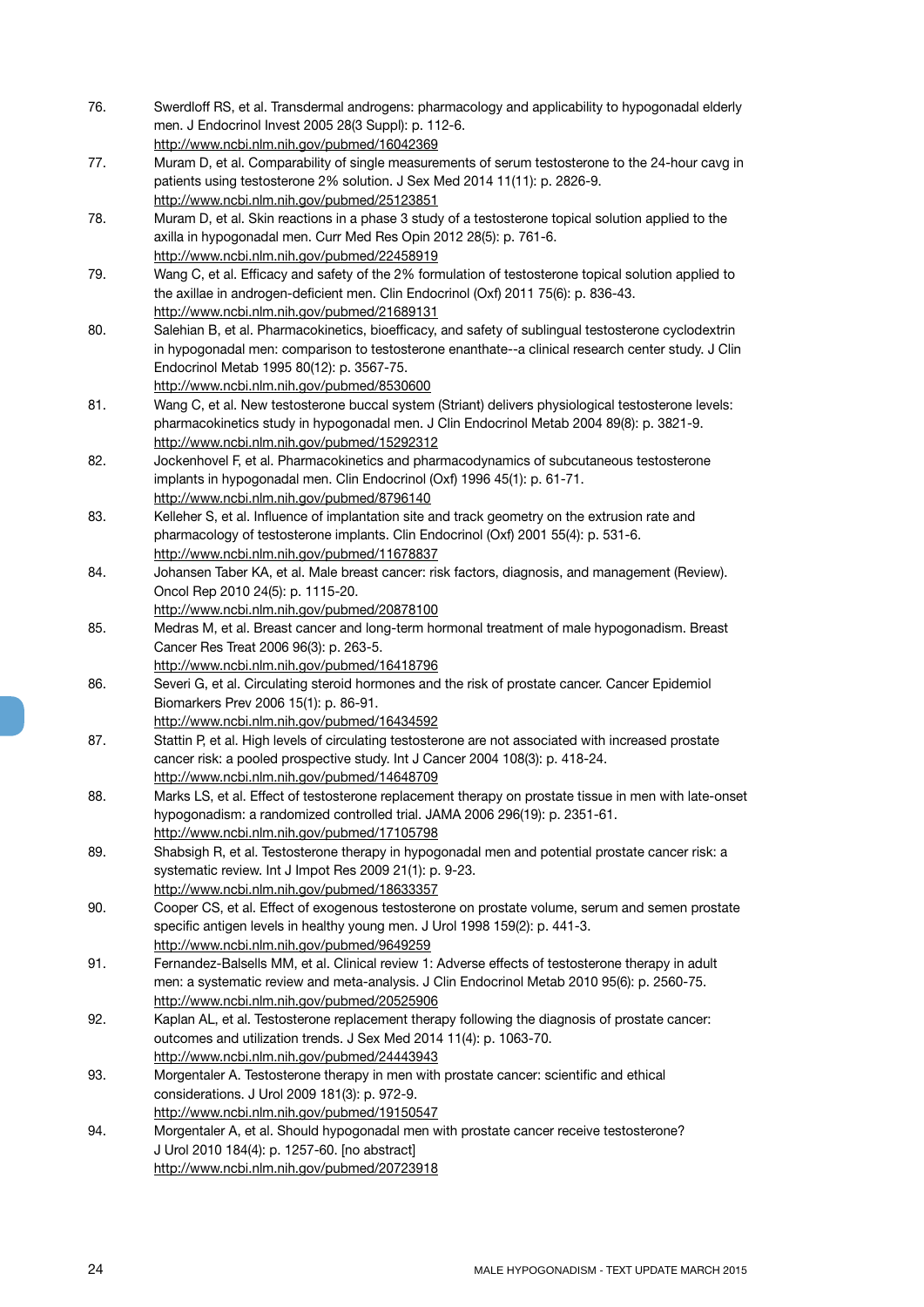76. Swerdloff RS, et al. Transdermal androgens: pharmacology and applicability to hypogonadal elderly men. J Endocrinol Invest 2005 28(3 Suppl): p. 112-6.
http://www.ncbi.nlm.nih.gov/pubmed/16042369
77. Muram D, et al. Comparability of single measurements of serum testosterone to the 24-hour cavg in patients using testosterone 2% solution. J Sex Med 2014 11(11): p. 2826-9.
http://www.ncbi.nlm.nih.gov/pubmed/25123851
78. Muram D, et al. Skin reactions in a phase 3 study of a testosterone topical solution applied to the axilla in hypogonadal men. Curr Med Res Opin 2012 28(5): p. 761-6.
http://www.ncbi.nlm.nih.gov/pubmed/22458919
79. Wang C, et al. Efficacy and safety of the 2% formulation of testosterone topical solution applied to the axillae in androgen-deficient men. Clin Endocrinol (Oxf) 2011 75(6): p. 836-43.
http://www.ncbi.nlm.nih.gov/pubmed/21689131
80. Salehian B, et al. Pharmacokinetics, bioefficacy, and safety of sublingual testosterone cyclodextrin in hypogonadal men: comparison to testosterone enanthate--a clinical research center study. J Clin Endocrinol Metab 1995 80(12): p. 3567-75.
http://www.ncbi.nlm.nih.gov/pubmed/8530600
81. Wang C, et al. New testosterone buccal system (Striant) delivers physiological testosterone levels: pharmacokinetics study in hypogonadal men. J Clin Endocrinol Metab 2004 89(8): p. 3821-9.
http://www.ncbi.nlm.nih.gov/pubmed/15292312
82. Jockenhovel F, et al. Pharmacokinetics and pharmacodynamics of subcutaneous testosterone implants in hypogonadal men. Clin Endocrinol (Oxf) 1996 45(1): p. 61-71.
http://www.ncbi.nlm.nih.gov/pubmed/8796140
83. Kelleher S, et al. Influence of implantation site and track geometry on the extrusion rate and pharmacology of testosterone implants. Clin Endocrinol (Oxf) 2001 55(4): p. 531-6.
http://www.ncbi.nlm.nih.gov/pubmed/11678837
84. Johansen Taber KA, et al. Male breast cancer: risk factors, diagnosis, and management (Review). Oncol Rep 2010 24(5): p. 1115-20.
http://www.ncbi.nlm.nih.gov/pubmed/20878100
85. Medras M, et al. Breast cancer and long-term hormonal treatment of male hypogonadism. Breast Cancer Res Treat 2006 96(3): p. 263-5.
http://www.ncbi.nlm.nih.gov/pubmed/16418796
86. Severi G, et al. Circulating steroid hormones and the risk of prostate cancer. Cancer Epidemiol Biomarkers Prev 2006 15(1): p. 86-91.
http://www.ncbi.nlm.nih.gov/pubmed/16434592
87. Stattin P, et al. High levels of circulating testosterone are not associated with increased prostate cancer risk: a pooled prospective study. Int J Cancer 2004 108(3): p. 418-24.
http://www.ncbi.nlm.nih.gov/pubmed/14648709
88. Marks LS, et al. Effect of testosterone replacement therapy on prostate tissue in men with late-onset hypogonadism: a randomized controlled trial. JAMA 2006 296(19): p. 2351-61.
http://www.ncbi.nlm.nih.gov/pubmed/17105798
89. Shabsigh R, et al. Testosterone therapy in hypogonadal men and potential prostate cancer risk: a systematic review. Int J Impot Res 2009 21(1): p. 9-23.
http://www.ncbi.nlm.nih.gov/pubmed/18633357
90. Cooper CS, et al. Effect of exogenous testosterone on prostate volume, serum and semen prostate specific antigen levels in healthy young men. J Urol 1998 159(2): p. 441-3.
http://www.ncbi.nlm.nih.gov/pubmed/9649259
91. Fernandez-Balsells MM, et al. Clinical review 1: Adverse effects of testosterone therapy in adult men: a systematic review and meta-analysis. J Clin Endocrinol Metab 2010 95(6): p. 2560-75.
http://www.ncbi.nlm.nih.gov/pubmed/20525906
92. Kaplan AL, et al. Testosterone replacement therapy following the diagnosis of prostate cancer: outcomes and utilization trends. J Sex Med 2014 11(4): p. 1063-70.
http://www.ncbi.nlm.nih.gov/pubmed/24443943
93. Morgentaler A. Testosterone therapy in men with prostate cancer: scientific and ethical considerations. J Urol 2009 181(3): p. 972-9.
http://www.ncbi.nlm.nih.gov/pubmed/19150547
94. Morgentaler A, et al. Should hypogonadal men with prostate cancer receive testosterone? J Urol 2010 184(4): p. 1257-60. [no abstract]
http://www.ncbi.nlm.nih.gov/pubmed/20723918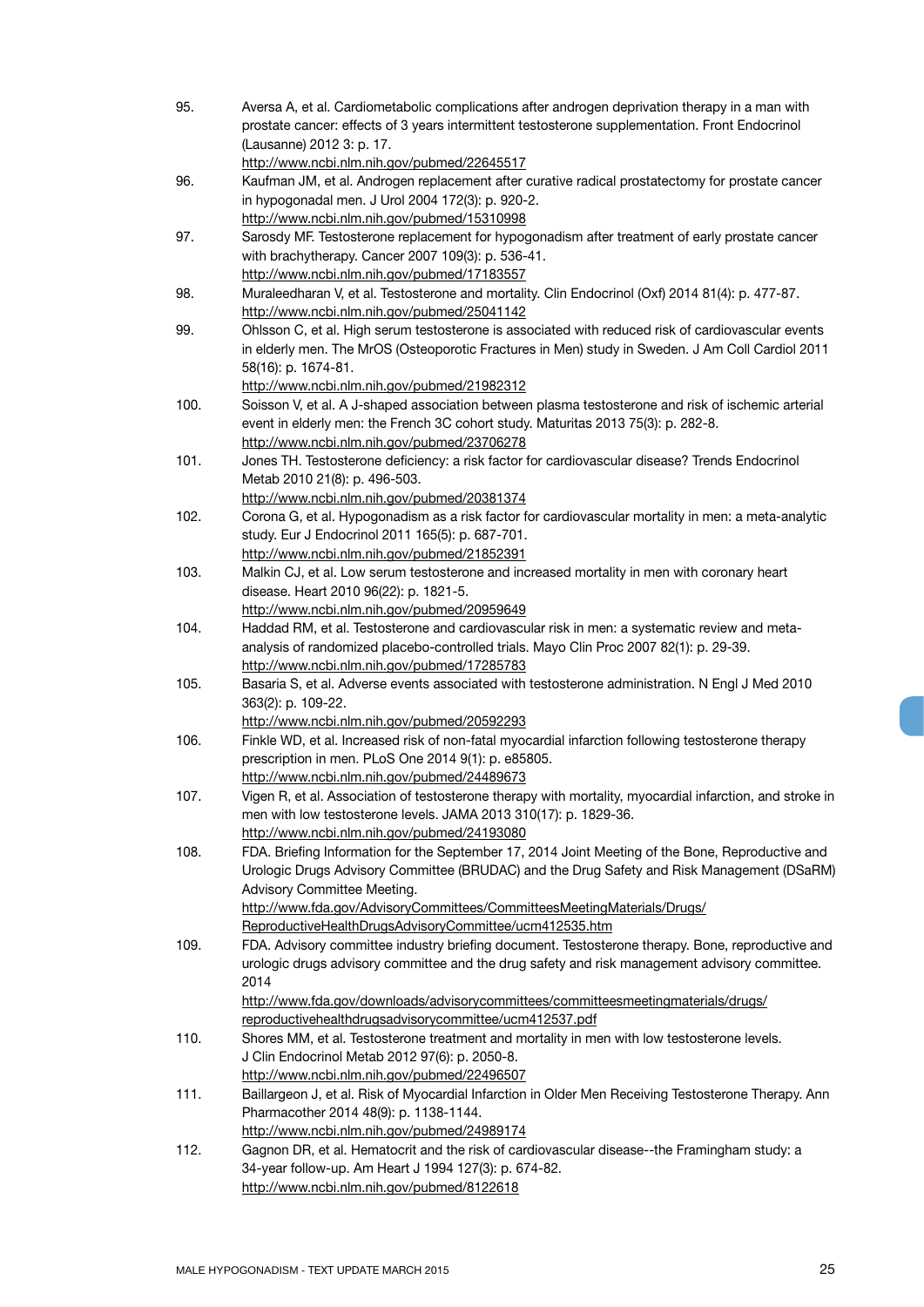95. Aversa A, et al. Cardiometabolic complications after androgen deprivation therapy in a man with prostate cancer: effects of 3 years intermittent testosterone supplementation. Front Endocrinol (Lausanne) 2012 3: p. 17.
http://www.ncbi.nlm.nih.gov/pubmed/22645517

96. Kaufman JM, et al. Androgen replacement after curative radical prostatectomy for prostate cancer in hypogonadal men. J Urol 2004 172(3): p. 920-2.
http://www.ncbi.nlm.nih.gov/pubmed/15310998

97. Sarosdy MF. Testosterone replacement for hypogonadism after treatment of early prostate cancer with brachytherapy. Cancer 2007 109(3): p. 536-41.
http://www.ncbi.nlm.nih.gov/pubmed/17183557

98. Muraleedharan V, et al. Testosterone and mortality. Clin Endocrinol (Oxf) 2014 81(4): p. 477-87.
http://www.ncbi.nlm.nih.gov/pubmed/25041142

99. Ohlsson C, et al. High serum testosterone is associated with reduced risk of cardiovascular events in elderly men. The MrOS (Osteoporotic Fractures in Men) study in Sweden. J Am Coll Cardiol 2011 58(16): p. 1674-81.
http://www.ncbi.nlm.nih.gov/pubmed/21982312

100. Soisson V, et al. A J-shaped association between plasma testosterone and risk of ischemic arterial event in elderly men: the French 3C cohort study. Maturitas 2013 75(3): p. 282-8.
http://www.ncbi.nlm.nih.gov/pubmed/23706278

101. Jones TH. Testosterone deficiency: a risk factor for cardiovascular disease? Trends Endocrinol Metab 2010 21(8): p. 496-503.
http://www.ncbi.nlm.nih.gov/pubmed/20381374

102. Corona G, et al. Hypogonadism as a risk factor for cardiovascular mortality in men: a meta-analytic study. Eur J Endocrinol 2011 165(5): p. 687-701.
http://www.ncbi.nlm.nih.gov/pubmed/21852391

103. Malkin CJ, et al. Low serum testosterone and increased mortality in men with coronary heart disease. Heart 2010 96(22): p. 1821-5.
http://www.ncbi.nlm.nih.gov/pubmed/20959649

104. Haddad RM, et al. Testosterone and cardiovascular risk in men: a systematic review and meta-analysis of randomized placebo-controlled trials. Mayo Clin Proc 2007 82(1): p. 29-39.
http://www.ncbi.nlm.nih.gov/pubmed/17285783

105. Basaria S, et al. Adverse events associated with testosterone administration. N Engl J Med 2010 363(2): p. 109-22.
http://www.ncbi.nlm.nih.gov/pubmed/20592293

106. Finkle WD, et al. Increased risk of non-fatal myocardial infarction following testosterone therapy prescription in men. PLoS One 2014 9(1): p. e85805.
http://www.ncbi.nlm.nih.gov/pubmed/24489673

107. Vigen R, et al. Association of testosterone therapy with mortality, myocardial infarction, and stroke in men with low testosterone levels. JAMA 2013 310(17): p. 1829-36.
http://www.ncbi.nlm.nih.gov/pubmed/24193080

108. FDA. Briefing Information for the September 17, 2014 Joint Meeting of the Bone, Reproductive and Urologic Drugs Advisory Committee (BRUDAC) and the Drug Safety and Risk Management (DSaRM) Advisory Committee Meeting.
http://www.fda.gov/AdvisoryCommittees/CommitteesMeetingMaterials/Drugs/ReproductiveHealthDrugsAdvisoryCommittee/ucm412535.htm

109. FDA. Advisory committee industry briefing document. Testosterone therapy. Bone, reproductive and urologic drugs advisory committee and the drug safety and risk management advisory committee. 2014
http://www.fda.gov/downloads/advisorycommittees/committeesmeetingmaterials/drugs/reproductivehealthdrugsadvisorycommittee/ucm412537.pdf

110. Shores MM, et al. Testosterone treatment and mortality in men with low testosterone levels. J Clin Endocrinol Metab 2012 97(6): p. 2050-8.
http://www.ncbi.nlm.nih.gov/pubmed/22496507

111. Baillargeon J, et al. Risk of Myocardial Infarction in Older Men Receiving Testosterone Therapy. Ann Pharmacother 2014 48(9): p. 1138-1144.
http://www.ncbi.nlm.nih.gov/pubmed/24989174

112. Gagnon DR, et al. Hematocrit and the risk of cardiovascular disease--the Framingham study: a 34-year follow-up. Am Heart J 1994 127(3): p. 674-82.
http://www.ncbi.nlm.nih.gov/pubmed/8122618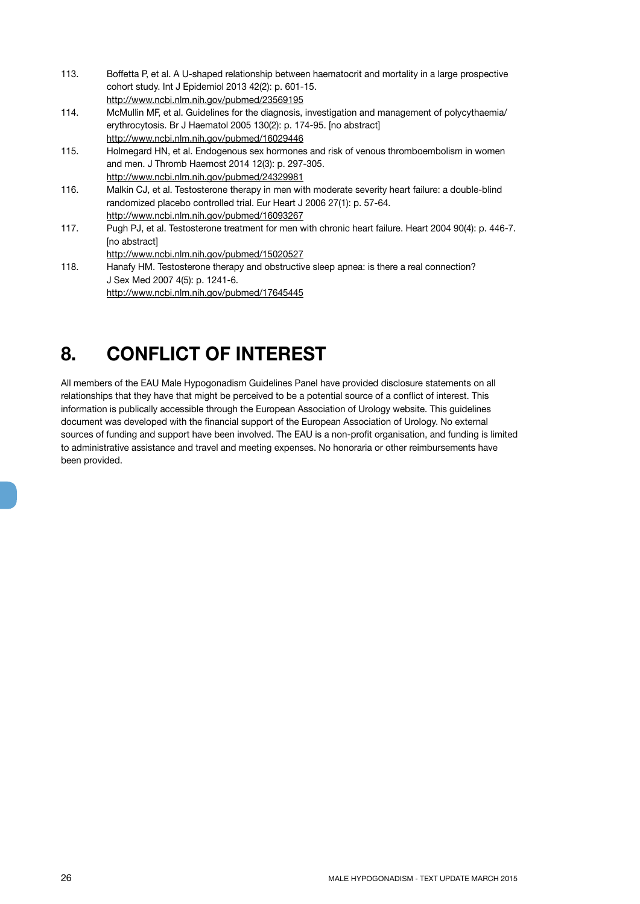113. Boffetta P, et al. A U-shaped relationship between haematocrit and mortality in a large prospective cohort study. Int J Epidemiol 2013 42(2): p. 601-15.
http://www.ncbi.nlm.nih.gov/pubmed/23569195
114. McMullin MF, et al. Guidelines for the diagnosis, investigation and management of polycythaemia/erythrocytosis. Br J Haematol 2005 130(2): p. 174-95. [no abstract]
http://www.ncbi.nlm.nih.gov/pubmed/16029446
115. Holmegard HN, et al. Endogenous sex hormones and risk of venous thromboembolism in women and men. J Thromb Haemost 2014 12(3): p. 297-305.
http://www.ncbi.nlm.nih.gov/pubmed/24329981
116. Malkin CJ, et al. Testosterone therapy in men with moderate severity heart failure: a double-blind randomized placebo controlled trial. Eur Heart J 2006 27(1): p. 57-64.
http://www.ncbi.nlm.nih.gov/pubmed/16093267
117. Pugh PJ, et al. Testosterone treatment for men with chronic heart failure. Heart 2004 90(4): p. 446-7. [no abstract]
http://www.ncbi.nlm.nih.gov/pubmed/15020527
118. Hanafy HM. Testosterone therapy and obstructive sleep apnea: is there a real connection? J Sex Med 2007 4(5): p. 1241-6.
http://www.ncbi.nlm.nih.gov/pubmed/17645445

# 8. CONFLICT OF INTEREST

All members of the EAU Male Hypogonadism Guidelines Panel have provided disclosure statements on all relationships that they have that might be perceived to be a potential source of a conflict of interest. This information is publically accessible through the European Association of Urology website. This guidelines document was developed with the financial support of the European Association of Urology. No external sources of funding and support have been involved. The EAU is a non-profit organisation, and funding is limited to administrative assistance and travel and meeting expenses. No honoraria or other reimbursements have been provided.